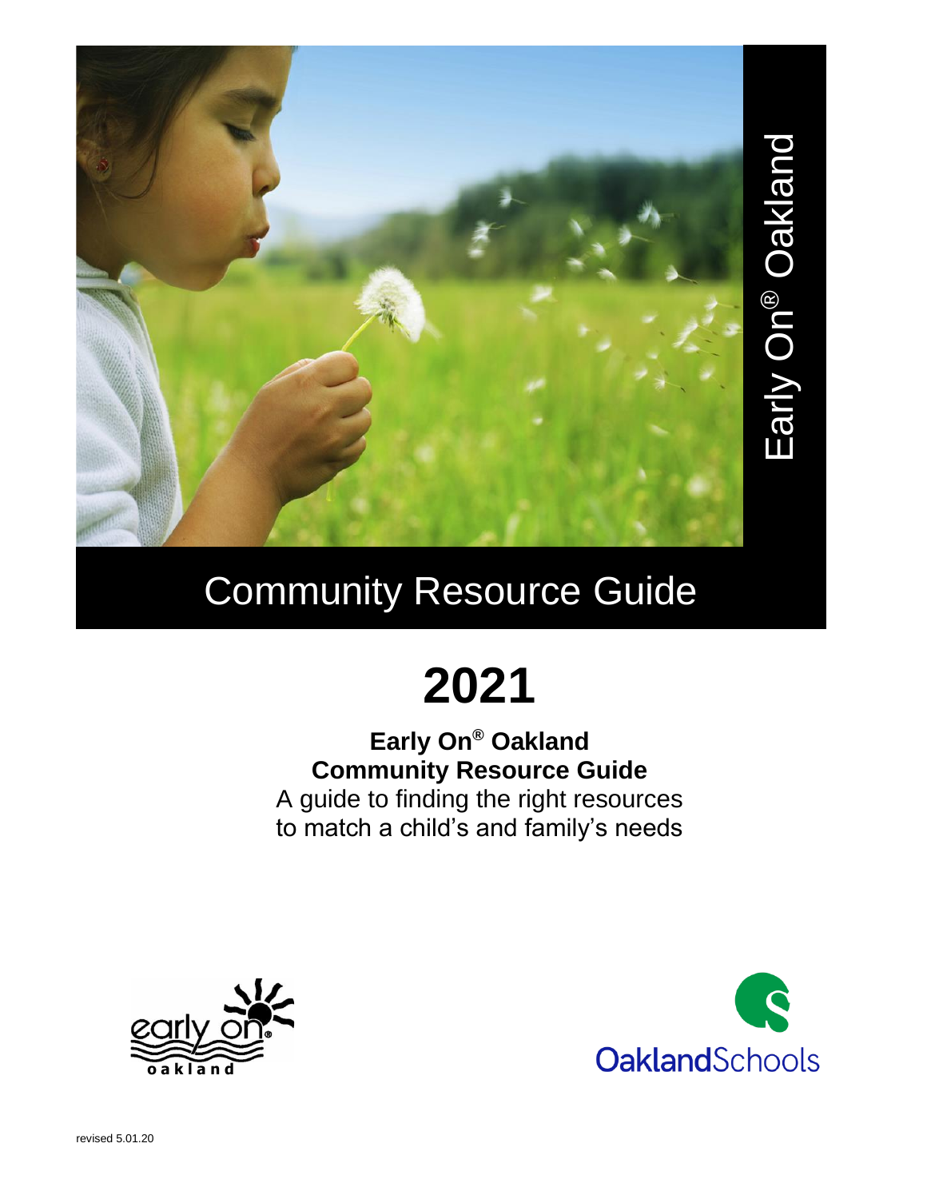Early On® Oakland

# Community Resource Guide

# 2021

**Early On® Oakland**
**Community Resource Guide**
A guide to finding the right resources
to match a child's and family's needs

early on® oakland

OaklandSchools

revised 5.01.20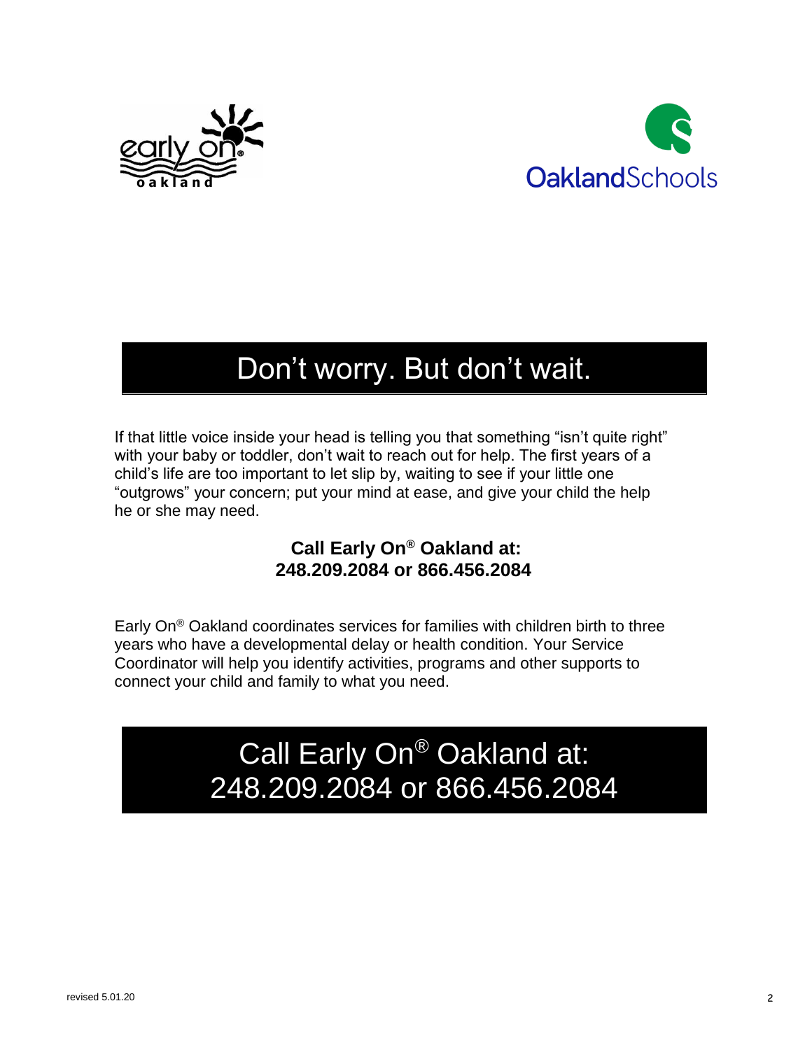# Don't worry. But don't wait.

If that little voice inside your head is telling you that something "isn't quite right" with your baby or toddler, don't wait to reach out for help. The first years of a child's life are too important to let slip by, waiting to see if your little one "outgrows" your concern; put your mind at ease, and give your child the help he or she may need.

**Call Early On® Oakland at:**
**248.209.2084 or 866.456.2084**

Early On® Oakland coordinates services for families with children birth to three years who have a developmental delay or health condition. Your Service Coordinator will help you identify activities, programs and other supports to connect your child and family to what you need.

## Call Early On® Oakland at: 248.209.2084 or 866.456.2084

revised 5.01.20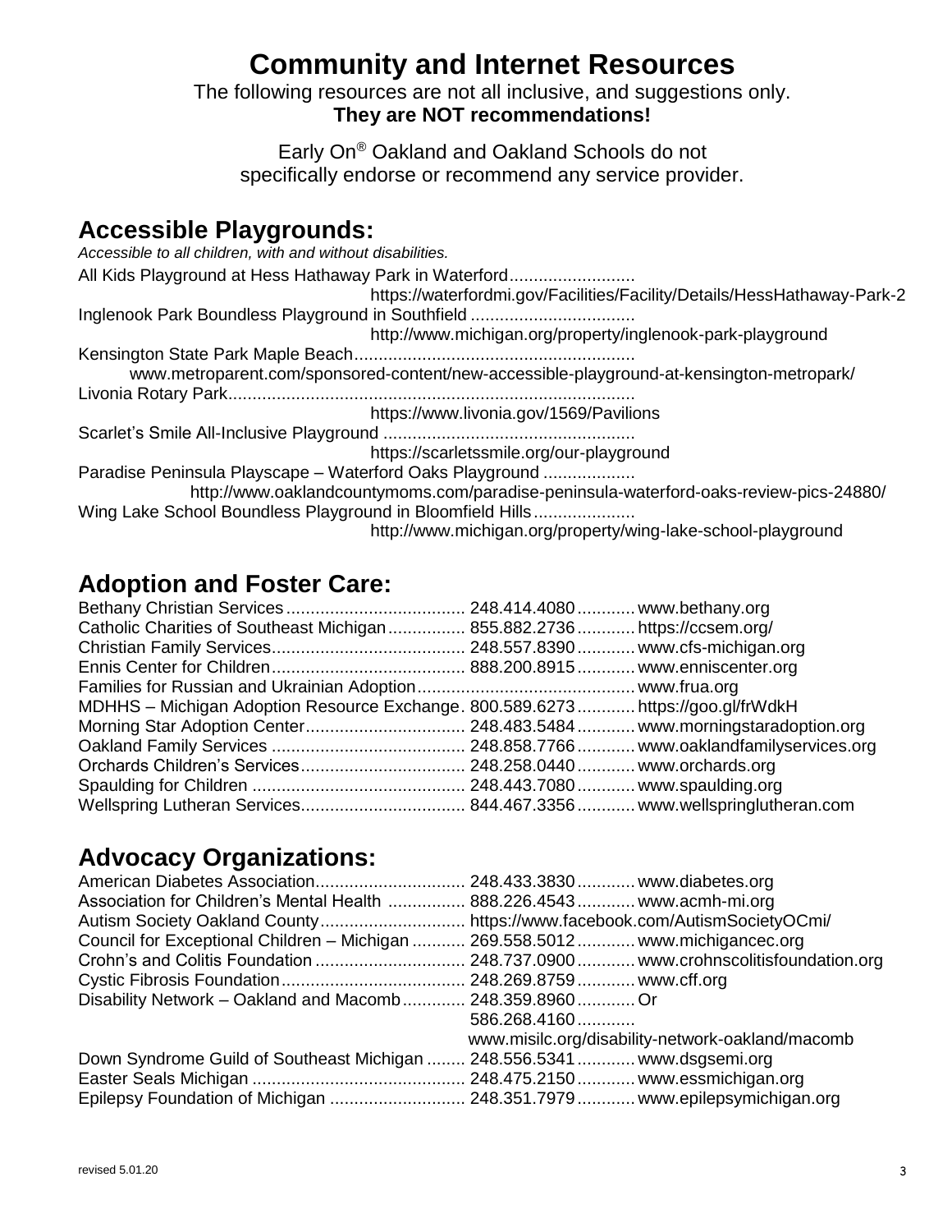# Community and Internet Resources

The following resources are not all inclusive, and suggestions only.
**They are NOT recommendations!**

Early On® Oakland and Oakland Schools do not specifically endorse or recommend any service provider.

## Accessible Playgrounds:

*Accessible to all children, with and without disabilities.*

All Kids Playground at Hess Hathaway Park in Waterford..........................
https://waterfordmi.gov/Facilities/Facility/Details/HessHathaway-Park-2

Inglenook Park Boundless Playground in Southfield ..................................
http://www.michigan.org/property/inglenook-park-playground

Kensington State Park Maple Beach..........................................................
www.metroparent.com/sponsored-content/new-accessible-playground-at-kensington-metropark/

Livonia Rotary Park....................................................................................
https://www.livonia.gov/1569/Pavilions

Scarlet's Smile All-Inclusive Playground ....................................................
https://scarletssmile.org/our-playground

Paradise Peninsula Playscape – Waterford Oaks Playground ...................
http://www.oaklandcountymoms.com/paradise-peninsula-waterford-oaks-review-pics-24880/

Wing Lake School Boundless Playground in Bloomfield Hills.....................
http://www.michigan.org/property/wing-lake-school-playground

## Adoption and Foster Care:

Bethany Christian Services..................................... 248.414.4080............ www.bethany.org
Catholic Charities of Southeast Michigan................ 855.882.2736............ https://ccsem.org/
Christian Family Services........................................ 248.557.8390............ www.cfs-michigan.org
Ennis Center for Children........................................ 888.200.8915............ www.enniscenter.org
Families for Russian and Ukrainian Adoption............................................ www.frua.org
MDHHS – Michigan Adoption Resource Exchange. 800.589.6273............ https://goo.gl/frWdkH
Morning Star Adoption Center................................. 248.483.5484............ www.morningstaradoption.org
Oakland Family Services ........................................ 248.858.7766............ www.oaklandfamilyservices.org
Orchards Children's Services.................................. 248.258.0440............ www.orchards.org
Spaulding for Children ............................................ 248.443.7080............ www.spaulding.org
Wellspring Lutheran Services.................................. 844.467.3356............ www.wellspringlutheran.com

## Advocacy Organizations:

American Diabetes Association............................... 248.433.3830............ www.diabetes.org
Association for Children's Mental Health ................ 888.226.4543............ www.acmh-mi.org
Autism Society Oakland County............................. https://www.facebook.com/AutismSocietyOCmi/
Council for Exceptional Children – Michigan ........... 269.558.5012............ www.michigancec.org
Crohn's and Colitis Foundation ............................... 248.737.0900............ www.crohnscolitisfoundation.org
Cystic Fibrosis Foundation...................................... 248.269.8759............ www.cff.org
Disability Network – Oakland and Macomb............. 248.359.8960............ Or
586.268.4160............
www.misilc.org/disability-network-oakland/macomb
Down Syndrome Guild of Southeast Michigan ........ 248.556.5341............ www.dsgsemi.org
Easter Seals Michigan ............................................ 248.475.2150............ www.essmichigan.org
Epilepsy Foundation of Michigan ............................ 248.351.7979............ www.epilepsymichigan.org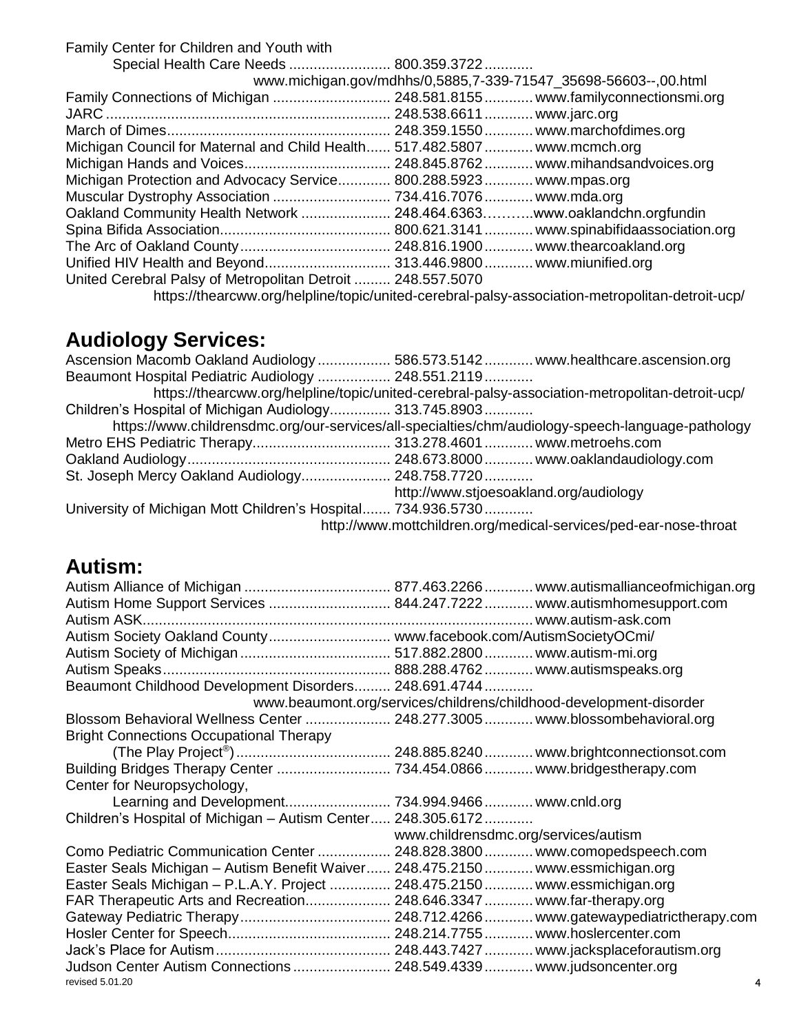Family Center for Children and Youth with Special Health Care Needs ......................... 800.359.3722 ............ www.michigan.gov/mdhhs/0,5885,7-339-71547_35698-56603--,00.html

Family Connections of Michigan ............................ 248.581.8155 ............ www.familyconnectionsmi.org

JARC ...................................................................... 248.538.6611 ............ www.jarc.org

March of Dimes....................................................... 248.359.1550 ............ www.marchofdimes.org

Michigan Council for Maternal and Child Health...... 517.482.5807 ............ www.mcmch.org

Michigan Hands and Voices.................................... 248.845.8762 ............ www.mihandsandvoices.org

Michigan Protection and Advocacy Service............. 800.288.5923 ............ www.mpas.org

Muscular Dystrophy Association ............................. 734.416.7076 ............ www.mda.org

Oakland Community Health Network ...................... 248.464.6363……….www.oaklandchn.orgfundin

Spina Bifida Association.......................................... 800.621.3141 ............ www.spinabifidaassociation.org

The Arc of Oakland County..................................... 248.816.1900 ............ www.thearcoakland.org

Unified HIV Health and Beyond............................... 313.446.9800 ............ www.miunified.org

United Cerebral Palsy of Metropolitan Detroit ......... 248.557.5070 https://thearcww.org/helpline/topic/united-cerebral-palsy-association-metropolitan-detroit-ucp/

## Audiology Services:

Ascension Macomb Oakland Audiology .................. 586.573.5142 ............ www.healthcare.ascension.org

Beaumont Hospital Pediatric Audiology .................. 248.551.2119 ............ https://thearcww.org/helpline/topic/united-cerebral-palsy-association-metropolitan-detroit-ucp/

Children's Hospital of Michigan Audiology............... 313.745.8903 ............ https://www.childrensdmc.org/our-services/all-specialties/chm/audiology-speech-language-pathology

Metro EHS Pediatric Therapy.................................. 313.278.4601 ............ www.metroehs.com

Oakland Audiology.................................................. 248.673.8000 ............ www.oaklandaudiology.com

St. Joseph Mercy Oakland Audiology...................... 248.758.7720 ............ http://www.stjoesoakland.org/audiology

University of Michigan Mott Children's Hospital....... 734.936.5730 ............ http://www.mottchildren.org/medical-services/ped-ear-nose-throat

## Autism:

Autism Alliance of Michigan .................................... 877.463.2266 ............ www.autismallianceofmichigan.org

Autism Home Support Services .............................. 844.247.7222 ............ www.autismhomesupport.com

Autism ASK.................................................................................................. www.autism-ask.com

Autism Society Oakland County.............................. www.facebook.com/AutismSocietyOCmi/

Autism Society of Michigan ..................................... 517.882.2800 ............ www.autism-mi.org

Autism Speaks......................................................... 888.288.4762 ............ www.autismspeaks.org

Beaumont Childhood Development Disorders......... 248.691.4744 ............ www.beaumont.org/services/childrens/childhood-development-disorder

Blossom Behavioral Wellness Center ..................... 248.277.3005 ............ www.blossombehavioral.org

Bright Connections Occupational Therapy (The Play Project®) ...................................... 248.885.8240 ............ www.brightconnectionsot.com

Building Bridges Therapy Center ............................ 734.454.0866 ............ www.bridgestherapy.com

Center for Neuropsychology, Learning and Development.......................... 734.994.9466 ............ www.cnld.org

Children's Hospital of Michigan – Autism Center..... 248.305.6172 ............ www.childrensdmc.org/services/autism

Como Pediatric Communication Center .................. 248.828.3800 ............ www.comopedspeech.com

Easter Seals Michigan – Autism Benefit Waiver...... 248.475.2150 ............ www.essmichigan.org

Easter Seals Michigan – P.L.A.Y. Project ............... 248.475.2150 ............ www.essmichigan.org

FAR Therapeutic Arts and Recreation..................... 248.646.3347 ............ www.far-therapy.org

Gateway Pediatric Therapy..................................... 248.712.4266 ............ www.gatewaypediatrictherapy.com

Hosler Center for Speech........................................ 248.214.7755 ............ www.hoslercenter.com

Jack's Place for Autism........................................... 248.443.7427 ............ www.jacksplaceforautism.org

Judson Center Autism Connections........................ 248.549.4339 ............ www.judsoncenter.org

revised 5.01.20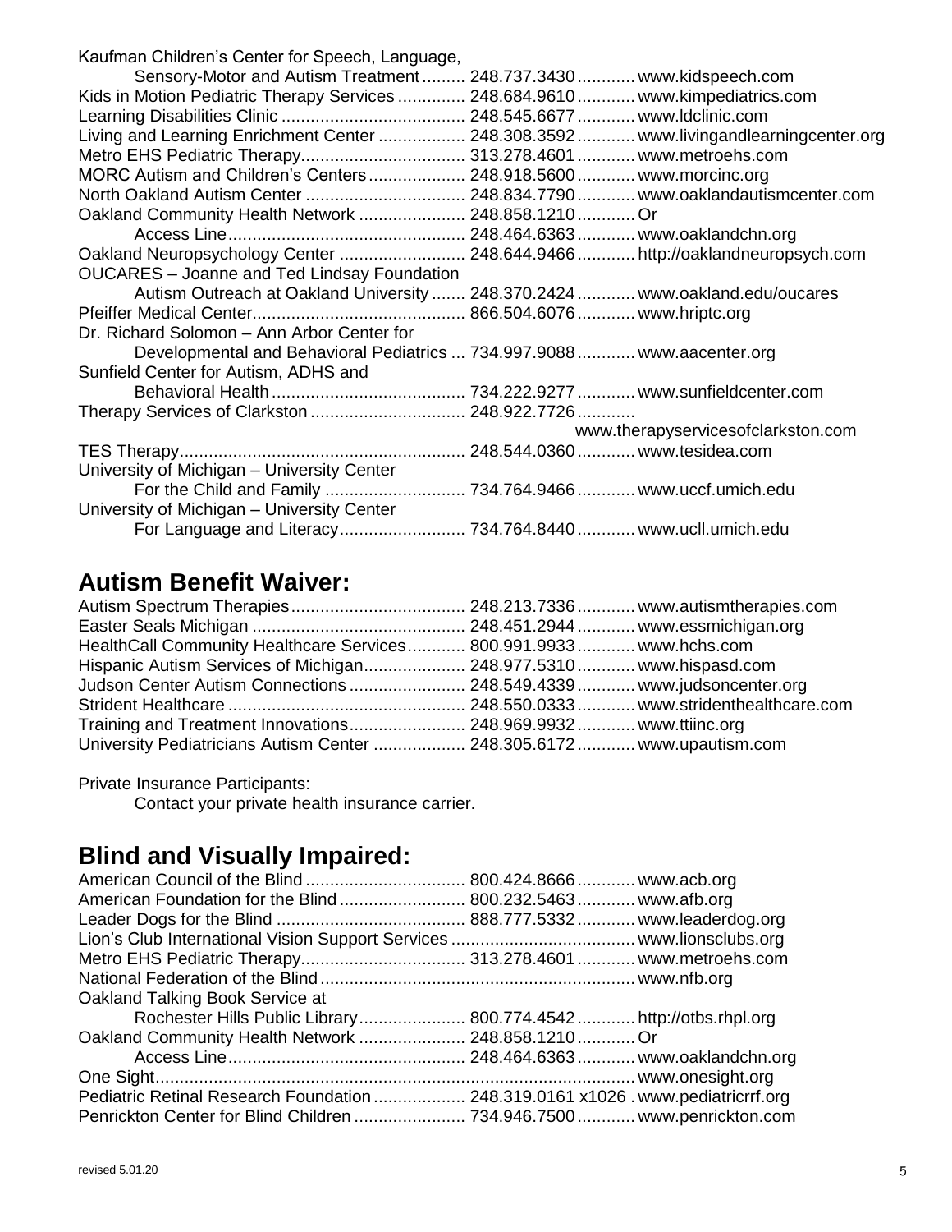Kaufman Children's Center for Speech, Language,
    Sensory-Motor and Autism Treatment......... 248.737.3430............ www.kidspeech.com
Kids in Motion Pediatric Therapy Services .............. 248.684.9610............ www.kimpediatrics.com
Learning Disabilities Clinic ...................................... 248.545.6677............ www.ldclinic.com
Living and Learning Enrichment Center .................. 248.308.3592............ www.livingandlearningcenter.org
Metro EHS Pediatric Therapy.................................. 313.278.4601............ www.metroehs.com
MORC Autism and Children's Centers.................... 248.918.5600............ www.morcinc.org
North Oakland Autism Center ................................. 248.834.7790............ www.oaklandautismcenter.com
Oakland Community Health Network ...................... 248.858.1210............ Or
    Access Line................................................. 248.464.6363............ www.oaklandchn.org
Oakland Neuropsychology Center .......................... 248.644.9466............ http://oaklandneuropsych.com
OUCARES – Joanne and Ted Lindsay Foundation
    Autism Outreach at Oakland University ....... 248.370.2424............ www.oakland.edu/oucares
Pfeiffer Medical Center............................................ 866.504.6076............ www.hriptc.org
Dr. Richard Solomon – Ann Arbor Center for
    Developmental and Behavioral Pediatrics ... 734.997.9088............ www.aacenter.org
Sunfield Center for Autism, ADHS and
    Behavioral Health........................................ 734.222.9277............ www.sunfieldcenter.com
Therapy Services of Clarkston ................................ 248.922.7726............
    www.therapyservicesofclarkston.com
TES Therapy........................................................... 248.544.0360............ www.tesidea.com
University of Michigan – University Center
    For the Child and Family ............................. 734.764.9466............ www.uccf.umich.edu
University of Michigan – University Center
    For Language and Literacy.......................... 734.764.8440............ www.ucll.umich.edu

## Autism Benefit Waiver:

Autism Spectrum Therapies.................................... 248.213.7336............ www.autismtherapies.com
Easter Seals Michigan ............................................ 248.451.2944............ www.essmichigan.org
HealthCall Community Healthcare Services............ 800.991.9933............ www.hchs.com
Hispanic Autism Services of Michigan.................... 248.977.5310............ www.hispasd.com
Judson Center Autism Connections........................ 248.549.4339............ www.judsoncenter.org
Strident Healthcare ................................................. 248.550.0333............ www.stridenthealthcare.com
Training and Treatment Innovations........................ 248.969.9932............ www.ttiinc.org
University Pediatricians Autism Center ................... 248.305.6172............ www.upautism.com

Private Insurance Participants:
    Contact your private health insurance carrier.

## Blind and Visually Impaired:

American Council of the Blind ................................. 800.424.8666............ www.acb.org
American Foundation for the Blind.......................... 800.232.5463............ www.afb.org
Leader Dogs for the Blind ....................................... 888.777.5332............ www.leaderdog.org
Lion's Club International Vision Support Services ...................................... www.lionsclubs.org
Metro EHS Pediatric Therapy.................................. 313.278.4601............ www.metroehs.com
National Federation of the Blind................................................................. www.nfb.org
Oakland Talking Book Service at
    Rochester Hills Public Library...................... 800.774.4542............ http://otbs.rhpl.org
Oakland Community Health Network ...................... 248.858.1210............ Or
    Access Line................................................. 248.464.6363............ www.oaklandchn.org
One Sight.................................................................................................. www.onesight.org
Pediatric Retinal Research Foundation................... 248.319.0161 x1026 . www.pediatricrrf.org
Penrickton Center for Blind Children....................... 734.946.7500............ www.penrickton.com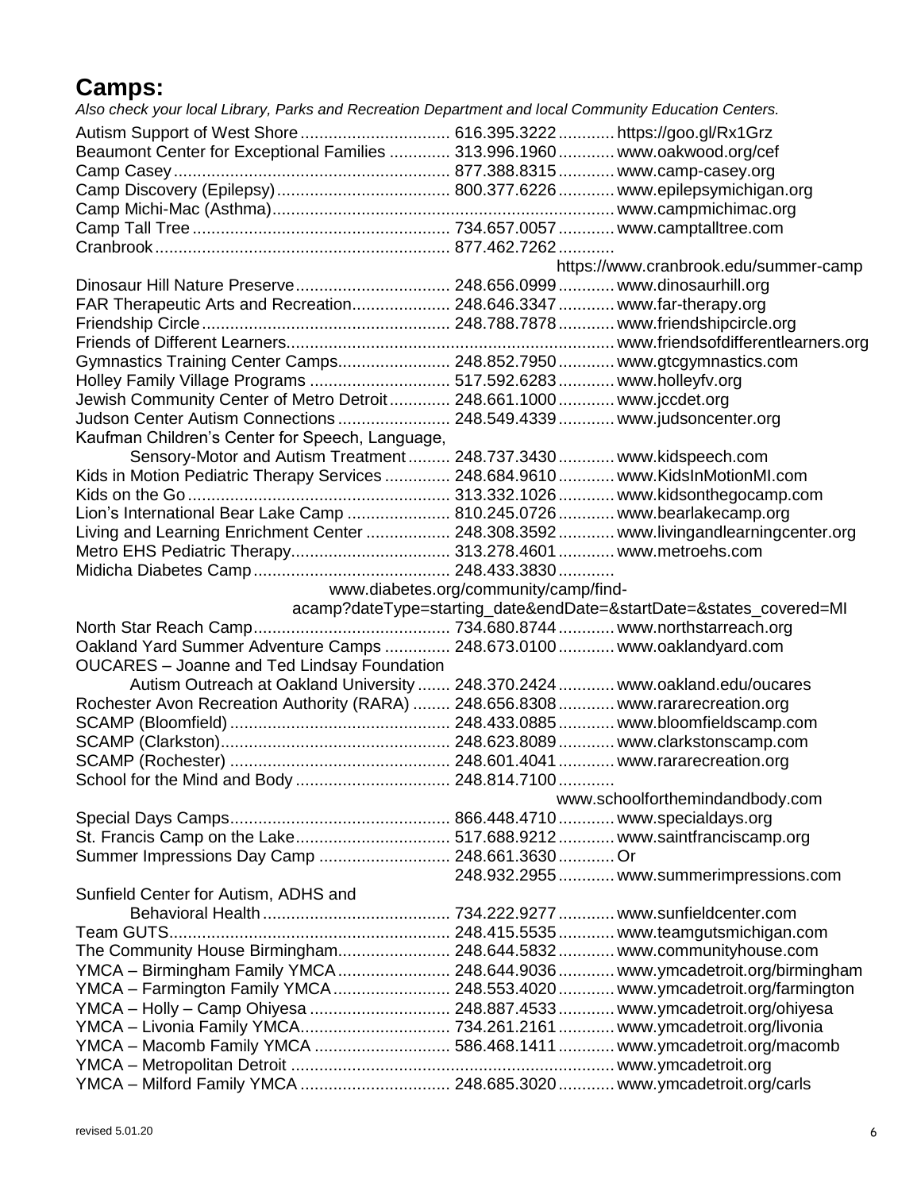# Camps:

*Also check your local Library, Parks and Recreation Department and local Community Education Centers.*

| Name | Phone | Website |
|---|---|---|
| Autism Support of West Shore | 616.395.3222 | https://goo.gl/Rx1Grz |
| Beaumont Center for Exceptional Families | 313.996.1960 | www.oakwood.org/cef |
| Camp Casey | 877.388.8315 | www.camp-casey.org |
| Camp Discovery (Epilepsy) | 800.377.6226 | www.epilepsymichigan.org |
| Camp Michi-Mac (Asthma) | | www.campmichimac.org |
| Camp Tall Tree | 734.657.0057 | www.camptalltree.com |
| Cranbrook | 877.462.7262 | https://www.cranbrook.edu/summer-camp |
| Dinosaur Hill Nature Preserve | 248.656.0999 | www.dinosaurhill.org |
| FAR Therapeutic Arts and Recreation | 248.646.3347 | www.far-therapy.org |
| Friendship Circle | 248.788.7878 | www.friendshipcircle.org |
| Friends of Different Learners | | www.friendsofdifferentlearners.org |
| Gymnastics Training Center Camps | 248.852.7950 | www.gtcgymnastics.com |
| Holley Family Village Programs | 517.592.6283 | www.holleyfv.org |
| Jewish Community Center of Metro Detroit | 248.661.1000 | www.jccdet.org |
| Judson Center Autism Connections | 248.549.4339 | www.judsoncenter.org |
| Kaufman Children's Center for Speech, Language, Sensory-Motor and Autism Treatment | 248.737.3430 | www.kidspeech.com |
| Kids in Motion Pediatric Therapy Services | 248.684.9610 | www.KidsInMotionMI.com |
| Kids on the Go | 313.332.1026 | www.kidsonthegocamp.com |
| Lion's International Bear Lake Camp | 810.245.0726 | www.bearlakecamp.org |
| Living and Learning Enrichment Center | 248.308.3592 | www.livingandlearningcenter.org |
| Metro EHS Pediatric Therapy | 313.278.4601 | www.metroehs.com |
| Midicha Diabetes Camp | 248.433.3830 | www.diabetes.org/community/camp/find-acamp?dateType=starting_date&endDate=&startDate=&states_covered=MI |
| North Star Reach Camp | 734.680.8744 | www.northstarreach.org |
| Oakland Yard Summer Adventure Camps | 248.673.0100 | www.oaklandyard.com |
| OUCARES – Joanne and Ted Lindsay Foundation Autism Outreach at Oakland University | 248.370.2424 | www.oakland.edu/oucares |
| Rochester Avon Recreation Authority (RARA) | 248.656.8308 | www.rararecreation.org |
| SCAMP (Bloomfield) | 248.433.0885 | www.bloomfieldscamp.com |
| SCAMP (Clarkston) | 248.623.8089 | www.clarkstonscamp.com |
| SCAMP (Rochester) | 248.601.4041 | www.rararecreation.org |
| School for the Mind and Body | 248.814.7100 | www.schoolforthemindandbody.com |
| Special Days Camps | 866.448.4710 | www.specialdays.org |
| St. Francis Camp on the Lake | 517.688.9212 | www.saintfranciscamp.org |
| Summer Impressions Day Camp | 248.661.3630 Or 248.932.2955 | www.summerimpressions.com |
| Sunfield Center for Autism, ADHS and Behavioral Health | 734.222.9277 | www.sunfieldcenter.com |
| Team GUTS | 248.415.5535 | www.teamgutsmichigan.com |
| The Community House Birmingham | 248.644.5832 | www.communityhouse.com |
| YMCA – Birmingham Family YMCA | 248.644.9036 | www.ymcadetroit.org/birmingham |
| YMCA – Farmington Family YMCA | 248.553.4020 | www.ymcadetroit.org/farmington |
| YMCA – Holly – Camp Ohiyesa | 248.887.4533 | www.ymcadetroit.org/ohiyesa |
| YMCA – Livonia Family YMCA | 734.261.2161 | www.ymcadetroit.org/livonia |
| YMCA – Macomb Family YMCA | 586.468.1411 | www.ymcadetroit.org/macomb |
| YMCA – Metropolitan Detroit | | www.ymcadetroit.org |
| YMCA – Milford Family YMCA | 248.685.3020 | www.ymcadetroit.org/carls |

revised 5.01.20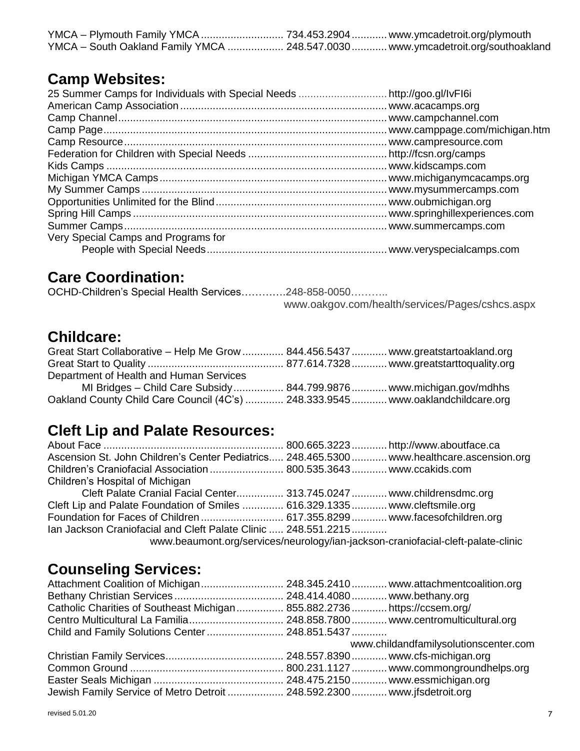YMCA – Plymouth Family YMCA ............................ 734.453.2904 ............ www.ymcadetroit.org/plymouth
YMCA – South Oakland Family YMCA ................... 248.547.0030 ............ www.ymcadetroit.org/southoakland

## Camp Websites:

25 Summer Camps for Individuals with Special Needs .............................. http://goo.gl/IvFI6i
American Camp Association ..................................................................... www.acacamps.org
Camp Channel .......................................................................................... www.campchannel.com
Camp Page ............................................................................................... www.camppage.com/michigan.htm
Camp Resource ........................................................................................ www.campresource.com
Federation for Children with Special Needs ............................................... http://fcsn.org/camps
Kids Camps .............................................................................................. www.kidscamps.com
Michigan YMCA Camps ............................................................................ www.michiganymcacamps.org
My Summer Camps .................................................................................. www.mysummercamps.com
Opportunities Unlimited for the Blind ......................................................... www.oubmichigan.org
Spring Hill Camps ..................................................................................... www.springhillexperiences.com
Summer Camps ........................................................................................ www.summercamps.com
Very Special Camps and Programs for
People with Special Needs ............................................................ www.veryspecialcamps.com

## Care Coordination:

OCHD-Children's Special Health Services………….248-858-0050………..
www.oakgov.com/health/services/Pages/cshcs.aspx

## Childcare:

Great Start Collaborative – Help Me Grow .............. 844.456.5437 ............ www.greatstartoakland.org
Great Start to Quality ............................................. 877.614.7328 ............ www.greatstarttoquality.org
Department of Health and Human Services
MI Bridges – Child Care Subsidy ................. 844.799.9876 ............ www.michigan.gov/mdhhs
Oakland County Child Care Council (4C's) ............. 248.333.9545 ............ www.oaklandchildcare.org

## Cleft Lip and Palate Resources:

About Face ............................................................. 800.665.3223 ............ http://www.aboutface.ca
Ascension St. John Children's Center Pediatrics..... 248.465.5300 ............ www.healthcare.ascension.org
Children's Craniofacial Association ......................... 800.535.3643 ............ www.ccakids.com
Children's Hospital of Michigan
Cleft Palate Cranial Facial Center................ 313.745.0247 ............ www.childrensdmc.org
Cleft Lip and Palate Foundation of Smiles .............. 616.329.1335 ............ www.cleftsmile.org
Foundation for Faces of Children ............................ 617.355.8299 ............ www.facesofchildren.org
Ian Jackson Craniofacial and Cleft Palate Clinic ...... 248.551.2215 ............
www.beaumont.org/services/neurology/ian-jackson-craniofacial-cleft-palate-clinic

## Counseling Services:

Attachment Coalition of Michigan ............................ 248.345.2410 ............ www.attachmentcoalition.org
Bethany Christian Services ..................................... 248.414.4080 ............ www.bethany.org
Catholic Charities of Southeast Michigan ................ 855.882.2736 ............ https://ccsem.org/
Centro Multicultural La Familia ................................ 248.858.7800 ............ www.centromulticultural.org
Child and Family Solutions Center .......................... 248.851.5437 ............
www.childandfamilysolutionscenter.com
Christian Family Services ........................................ 248.557.8390 ............ www.cfs-michigan.org
Common Ground .................................................... 800.231.1127 ............ www.commongroundhelps.org
Easter Seals Michigan ............................................ 248.475.2150 ............ www.essmichigan.org
Jewish Family Service of Metro Detroit ................... 248.592.2300 ............ www.jfsdetroit.org

revised 5.01.20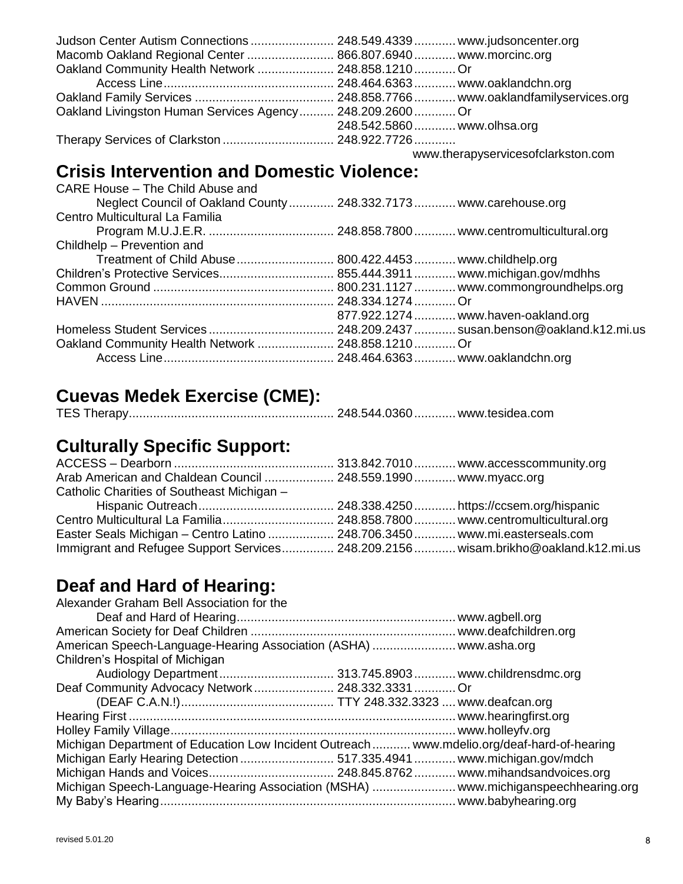Judson Center Autism Connections ........................ 248.549.4339 ............ www.judsoncenter.org
Macomb Oakland Regional Center ......................... 866.807.6940 ............ www.morcinc.org
Oakland Community Health Network ...................... 248.858.1210 ............ Or
Access Line ................................................ 248.464.6363 ............ www.oaklandchn.org
Oakland Family Services ........................................ 248.858.7766 ............ www.oaklandfamilyservices.org
Oakland Livingston Human Services Agency .......... 248.209.2600 ............ Or
248.542.5860 ............ www.olhsa.org
Therapy Services of Clarkston ................................ 248.922.7726 ............
www.therapyservicesofclarkston.com

## Crisis Intervention and Domestic Violence:

CARE House – The Child Abuse and
Neglect Council of Oakland County ............. 248.332.7173 ............ www.carehouse.org
Centro Multicultural La Familia
Program M.U.J.E.R. .................................... 248.858.7800 ............ www.centromulticultural.org
Childhelp – Prevention and
Treatment of Child Abuse ............................ 800.422.4453 ............ www.childhelp.org
Children's Protective Services ................................. 855.444.3911 ............ www.michigan.gov/mdhhs
Common Ground .................................................... 800.231.1127 ............ www.commongroundhelps.org
HAVEN ................................................................... 248.334.1274 ............ Or
877.922.1274 ............ www.haven-oakland.org
Homeless Student Services .................................... 248.209.2437 ............ susan.benson@oakland.k12.mi.us
Oakland Community Health Network ...................... 248.858.1210 ............ Or
Access Line ................................................ 248.464.6363 ............ www.oaklandchn.org

## Cuevas Medek Exercise (CME):

TES Therapy ........................................................... 248.544.0360 ............ www.tesidea.com

## Culturally Specific Support:

ACCESS – Dearborn .............................................. 313.842.7010 ............ www.accesscommunity.org
Arab American and Chaldean Council .................... 248.559.1990 ............ www.myacc.org
Catholic Charities of Southeast Michigan –
Hispanic Outreach ....................................... 248.338.4250 ............ https://ccsem.org/hispanic
Centro Multicultural La Familia ................................ 248.858.7800 ............ www.centromulticultural.org
Easter Seals Michigan – Centro Latino ................... 248.706.3450 ............ www.mi.easterseals.com
Immigrant and Refugee Support Services ............... 248.209.2156 ............ wisam.brikho@oakland.k12.mi.us

## Deaf and Hard of Hearing:

Alexander Graham Bell Association for the
Deaf and Hard of Hearing ............................................................... www.agbell.org
American Society for Deaf Children ........................................................... www.deafchildren.org
American Speech-Language-Hearing Association (ASHA) ........................ www.asha.org
Children's Hospital of Michigan
Audiology Department ................................. 313.745.8903 ............ www.childrensdmc.org
Deaf Community Advocacy Network ....................... 248.332.3331 ............ Or
(DEAF C.A.N.!) ............................................ TTY 248.332.3323 .... www.deafcan.org
Hearing First ............................................................................................. www.hearingfirst.org
Holley Family Village ................................................................................. www.holleyfv.org
Michigan Department of Education Low Incident Outreach ........... www.mdelio.org/deaf-hard-of-hearing
Michigan Early Hearing Detection ........................... 517.335.4941 ............ www.michigan.gov/mdch
Michigan Hands and Voices .................................... 248.845.8762 ............ www.mihandsandvoices.org
Michigan Speech-Language-Hearing Association (MSHA) ........................ www.michiganspeechhearing.org
My Baby's Hearing ..................................................................................... www.babyhearing.org

revised 5.01.20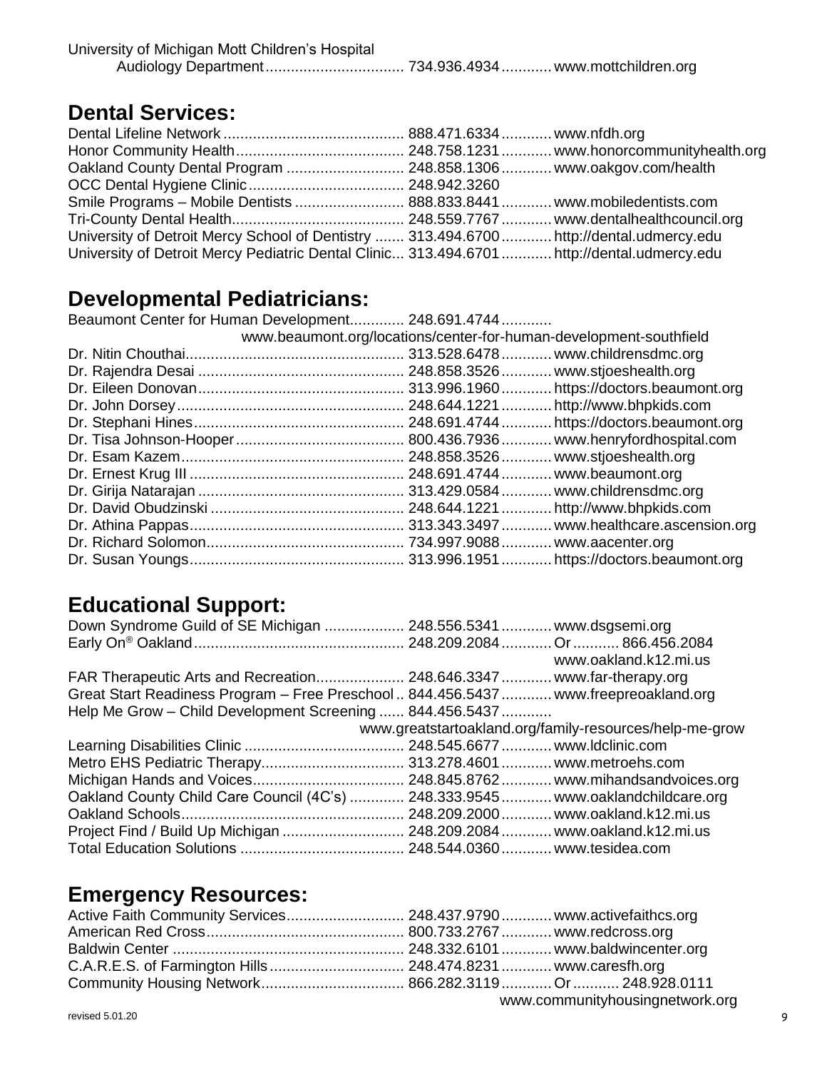University of Michigan Mott Children's Hospital
Audiology Department ................................ 734.936.4934 ............ www.mottchildren.org

## Dental Services:

Dental Lifeline Network .......................................... 888.471.6334 ............ www.nfdh.org
Honor Community Health ........................................ 248.758.1231 ............ www.honorcommunityhealth.org
Oakland County Dental Program ............................ 248.858.1306 ............ www.oakgov.com/health
OCC Dental Hygiene Clinic ..................................... 248.942.3260
Smile Programs – Mobile Dentists .......................... 888.833.8441 ............ www.mobiledentists.com
Tri-County Dental Health......................................... 248.559.7767 ............ www.dentalhealthcouncil.org
University of Detroit Mercy School of Dentistry ....... 313.494.6700 ............ http://dental.udmercy.edu
University of Detroit Mercy Pediatric Dental Clinic... 313.494.6701 ............ http://dental.udmercy.edu

## Developmental Pediatricians:

Beaumont Center for Human Development............. 248.691.4744 ............
www.beaumont.org/locations/center-for-human-development-southfield
Dr. Nitin Chouthai.................................................... 313.528.6478 ............ www.childrensdmc.org
Dr. Rajendra Desai ................................................. 248.858.3526 ............ www.stjoeshealth.org
Dr. Eileen Donovan................................................. 313.996.1960 ............ https://doctors.beaumont.org
Dr. John Dorsey...................................................... 248.644.1221 ............ http://www.bhpkids.com
Dr. Stephani Hines.................................................. 248.691.4744 ............ https://doctors.beaumont.org
Dr. Tisa Johnson-Hooper ........................................ 800.436.7936 ............ www.henryfordhospital.com
Dr. Esam Kazem..................................................... 248.858.3526 ............ www.stjoeshealth.org
Dr. Ernest Krug III ................................................... 248.691.4744 ............ www.beaumont.org
Dr. Girija Natarajan ................................................. 313.429.0584 ............ www.childrensdmc.org
Dr. David Obudzinski .............................................. 248.644.1221 ............ http://www.bhpkids.com
Dr. Athina Pappas................................................... 313.343.3497 ............ www.healthcare.ascension.org
Dr. Richard Solomon............................................... 734.997.9088 ............ www.aacenter.org
Dr. Susan Youngs................................................... 313.996.1951 ............ https://doctors.beaumont.org

## Educational Support:

Down Syndrome Guild of SE Michigan ................... 248.556.5341 ............ www.dsgsemi.org
Early On® Oakland.................................................. 248.209.2084 ............ Or ........... 866.456.2084
www.oakland.k12.mi.us
FAR Therapeutic Arts and Recreation..................... 248.646.3347 ............ www.far-therapy.org
Great Start Readiness Program – Free Preschool .. 844.456.5437 ............ www.freepreoakland.org
Help Me Grow – Child Development Screening ...... 844.456.5437 ............
www.greatstartoakland.org/family-resources/help-me-grow
Learning Disabilities Clinic ...................................... 248.545.6677 ............ www.ldclinic.com
Metro EHS Pediatric Therapy.................................. 313.278.4601 ............ www.metroehs.com
Michigan Hands and Voices.................................... 248.845.8762 ............ www.mihandsandvoices.org
Oakland County Child Care Council (4C's) ............. 248.333.9545 ............ www.oaklandchildcare.org
Oakland Schools..................................................... 248.209.2000 ............ www.oakland.k12.mi.us
Project Find / Build Up Michigan ............................. 248.209.2084 ............ www.oakland.k12.mi.us
Total Education Solutions ....................................... 248.544.0360 ............ www.tesidea.com

## Emergency Resources:

Active Faith Community Services............................ 248.437.9790 ............ www.activefaithcs.org
American Red Cross............................................... 800.733.2767 ............ www.redcross.org
Baldwin Center ....................................................... 248.332.6101 ............ www.baldwincenter.org
C.A.R.E.S. of Farmington Hills ................................ 248.474.8231 ............ www.caresfh.org
Community Housing Network.................................. 866.282.3119 ............ Or ........... 248.928.0111
www.communityhousingnetwork.org

revised 5.01.20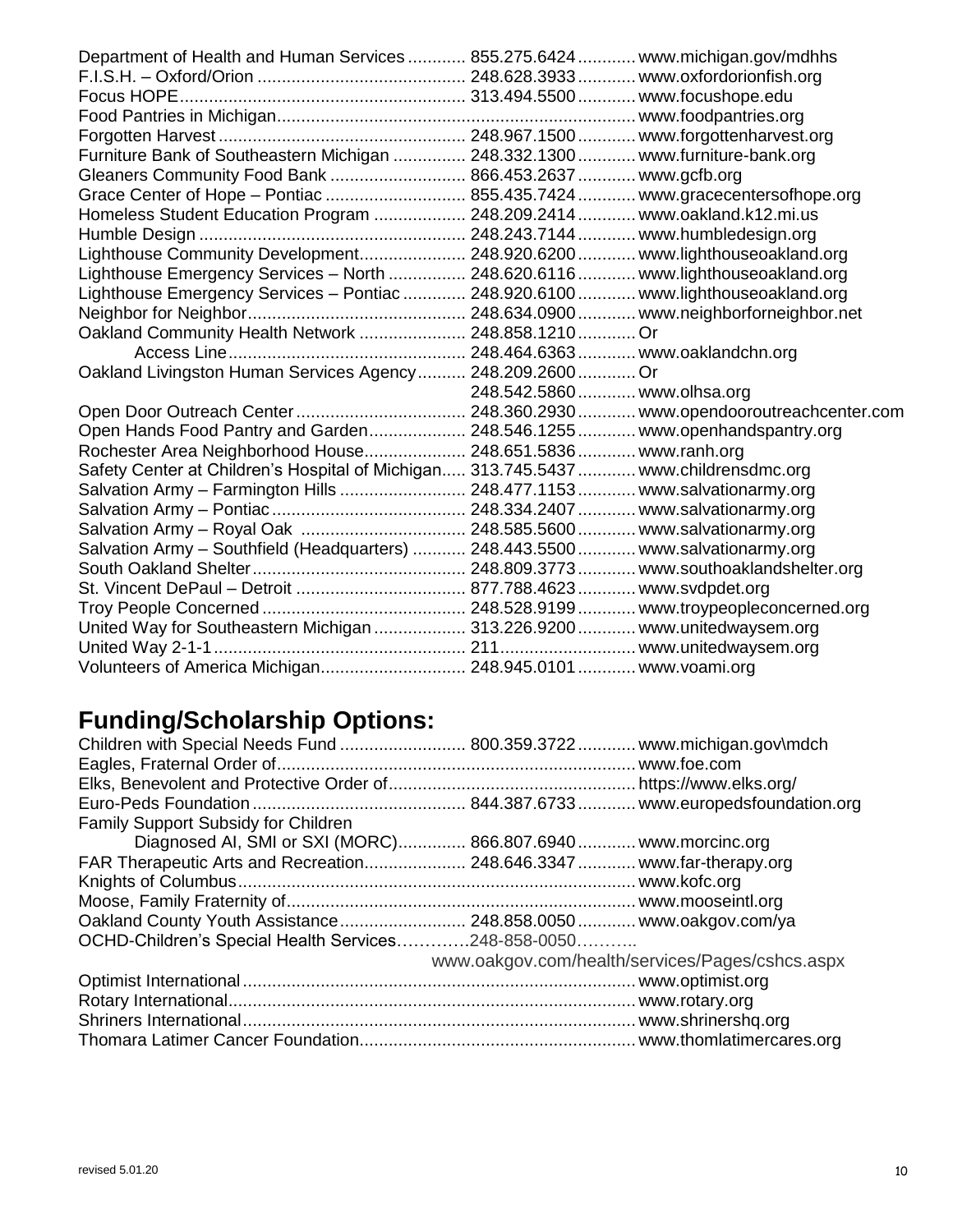| | | |
|---|---|---|
| Department of Health and Human Services | 855.275.6424 | www.michigan.gov/mdhhs |
| F.I.S.H. – Oxford/Orion | 248.628.3933 | www.oxfordorionfish.org |
| Focus HOPE | 313.494.5500 | www.focushope.edu |
| Food Pantries in Michigan | | www.foodpantries.org |
| Forgotten Harvest | 248.967.1500 | www.forgottenharvest.org |
| Furniture Bank of Southeastern Michigan | 248.332.1300 | www.furniture-bank.org |
| Gleaners Community Food Bank | 866.453.2637 | www.gcfb.org |
| Grace Center of Hope – Pontiac | 855.435.7424 | www.gracecentersofhope.org |
| Homeless Student Education Program | 248.209.2414 | www.oakland.k12.mi.us |
| Humble Design | 248.243.7144 | www.humbledesign.org |
| Lighthouse Community Development | 248.920.6200 | www.lighthouseoakland.org |
| Lighthouse Emergency Services – North | 248.620.6116 | www.lighthouseoakland.org |
| Lighthouse Emergency Services – Pontiac | 248.920.6100 | www.lighthouseoakland.org |
| Neighbor for Neighbor | 248.634.0900 | www.neighborforneighbor.net |
| Oakland Community Health Network | 248.858.1210 | Or |
| Access Line | 248.464.6363 | www.oaklandchn.org |
| Oakland Livingston Human Services Agency | 248.209.2600 | Or |
| | 248.542.5860 | www.olhsa.org |
| Open Door Outreach Center | 248.360.2930 | www.opendooroutreachcenter.com |
| Open Hands Food Pantry and Garden | 248.546.1255 | www.openhandspantry.org |
| Rochester Area Neighborhood House | 248.651.5836 | www.ranh.org |
| Safety Center at Children's Hospital of Michigan | 313.745.5437 | www.childrensdmc.org |
| Salvation Army – Farmington Hills | 248.477.1153 | www.salvationarmy.org |
| Salvation Army – Pontiac | 248.334.2407 | www.salvationarmy.org |
| Salvation Army – Royal Oak | 248.585.5600 | www.salvationarmy.org |
| Salvation Army – Southfield (Headquarters) | 248.443.5500 | www.salvationarmy.org |
| South Oakland Shelter | 248.809.3773 | www.southoaklandshelter.org |
| St. Vincent DePaul – Detroit | 877.788.4623 | www.svdpdet.org |
| Troy People Concerned | 248.528.9199 | www.troypeopleconcerned.org |
| United Way for Southeastern Michigan | 313.226.9200 | www.unitedwaysem.org |
| United Way 2-1-1 | 211 | www.unitedwaysem.org |
| Volunteers of America Michigan | 248.945.0101 | www.voami.org |

## Funding/Scholarship Options:

| | | |
|---|---|---|
| Children with Special Needs Fund | 800.359.3722 | www.michigan.gov\mdch |
| Eagles, Fraternal Order of | | www.foe.com |
| Elks, Benevolent and Protective Order of | | https://www.elks.org/ |
| Euro-Peds Foundation | 844.387.6733 | www.europedsfoundation.org |
| Family Support Subsidy for Children Diagnosed AI, SMI or SXI (MORC) | 866.807.6940 | www.morcinc.org |
| FAR Therapeutic Arts and Recreation | 248.646.3347 | www.far-therapy.org |
| Knights of Columbus | | www.kofc.org |
| Moose, Family Fraternity of | | www.mooseintl.org |
| Oakland County Youth Assistance | 248.858.0050 | www.oakgov.com/ya |
| OCHD-Children's Special Health Services | 248-858-0050 | www.oakgov.com/health/services/Pages/cshcs.aspx |
| Optimist International | | www.optimist.org |
| Rotary International | | www.rotary.org |
| Shriners International | | www.shrinershq.org |
| Thomara Latimer Cancer Foundation | | www.thomlatimercares.org |

revised 5.01.20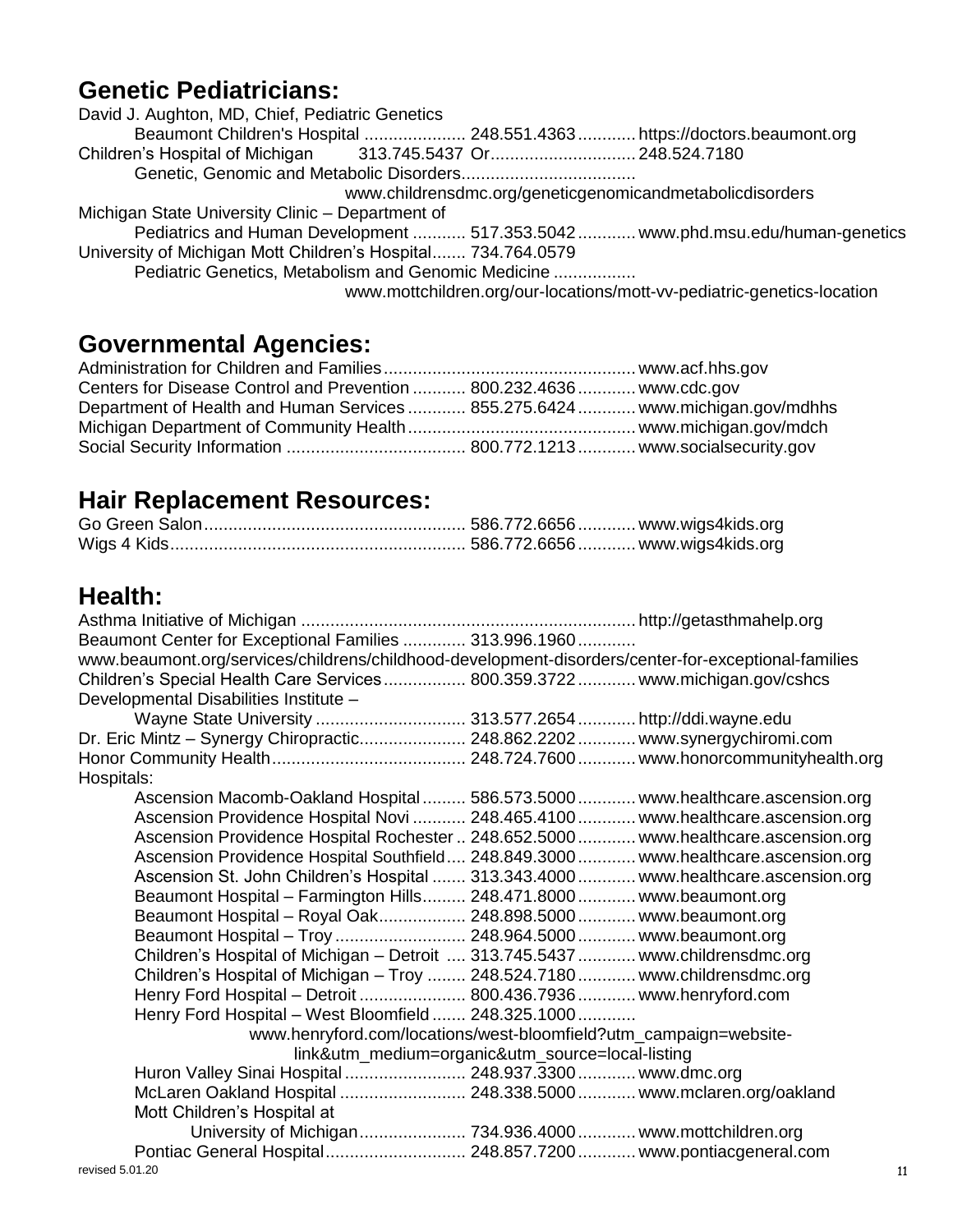## Genetic Pediatricians:

David J. Aughton, MD, Chief, Pediatric Genetics
  Beaumont Children's Hospital .................... 248.551.4363 ............ https://doctors.beaumont.org
Children's Hospital of Michigan    313.745.5437 Or.............................. 248.524.7180
  Genetic, Genomic and Metabolic Disorders....................................
    www.childrensdmc.org/geneticgenomicandmetabolicdisorders
Michigan State University Clinic – Department of
  Pediatrics and Human Development ........... 517.353.5042 ............ www.phd.msu.edu/human-genetics
University of Michigan Mott Children's Hospital....... 734.764.0579
  Pediatric Genetics, Metabolism and Genomic Medicine .................
    www.mottchildren.org/our-locations/mott-vv-pediatric-genetics-location

## Governmental Agencies:

Administration for Children and Families.................................................... www.acf.hhs.gov
Centers for Disease Control and Prevention ........... 800.232.4636 ............ www.cdc.gov
Department of Health and Human Services ............ 855.275.6424 ............ www.michigan.gov/mdhhs
Michigan Department of Community Health.............................................. www.michigan.gov/mdch
Social Security Information ..................................... 800.772.1213 ............ www.socialsecurity.gov

## Hair Replacement Resources:

Go Green Salon...................................................... 586.772.6656 ............ www.wigs4kids.org
Wigs 4 Kids............................................................ 586.772.6656 ............ www.wigs4kids.org

## Health:

Asthma Initiative of Michigan ..................................................................... http://getasthmahelp.org
Beaumont Center for Exceptional Families ............. 313.996.1960 ............
www.beaumont.org/services/childrens/childhood-development-disorders/center-for-exceptional-families
Children's Special Health Care Services................. 800.359.3722 ............ www.michigan.gov/cshcs
Developmental Disabilities Institute –
  Wayne State University ............................... 313.577.2654 ............ http://ddi.wayne.edu
Dr. Eric Mintz – Synergy Chiropractic...................... 248.862.2202 ............ www.synergychiromi.com
Honor Community Health........................................ 248.724.7600 ............ www.honorcommunityhealth.org
Hospitals:
  Ascension Macomb-Oakland Hospital ......... 586.573.5000 ............ www.healthcare.ascension.org
  Ascension Providence Hospital Novi ........... 248.465.4100 ............ www.healthcare.ascension.org
  Ascension Providence Hospital Rochester .. 248.652.5000 ............ www.healthcare.ascension.org
  Ascension Providence Hospital Southfield .... 248.849.3000 ............ www.healthcare.ascension.org
  Ascension St. John Children's Hospital ....... 313.343.4000 ............ www.healthcare.ascension.org
  Beaumont Hospital – Farmington Hills......... 248.471.8000 ............ www.beaumont.org
  Beaumont Hospital – Royal Oak.................. 248.898.5000 ............ www.beaumont.org
  Beaumont Hospital – Troy ........................... 248.964.5000 ............ www.beaumont.org
  Children's Hospital of Michigan – Detroit .... 313.745.5437 ............ www.childrensdmc.org
  Children's Hospital of Michigan – Troy ........ 248.524.7180 ............ www.childrensdmc.org
  Henry Ford Hospital – Detroit ...................... 800.436.7936 ............ www.henryford.com
  Henry Ford Hospital – West Bloomfield ....... 248.325.1000 ............
    www.henryford.com/locations/west-bloomfield?utm_campaign=website-link&utm_medium=organic&utm_source=local-listing
  Huron Valley Sinai Hospital ......................... 248.937.3300 ............ www.dmc.org
  McLaren Oakland Hospital .......................... 248.338.5000 ............ www.mclaren.org/oakland
  Mott Children's Hospital at
    University of Michigan...................... 734.936.4000 ............ www.mottchildren.org
  Pontiac General Hospital............................. 248.857.7200 ............ www.pontiacgeneral.com

revised 5.01.20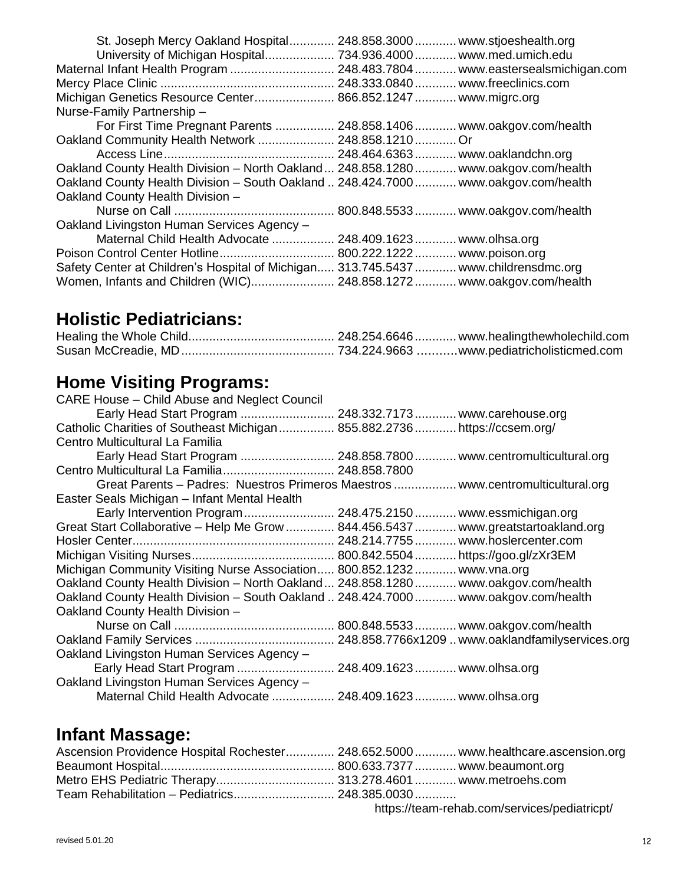St. Joseph Mercy Oakland Hospital............. 248.858.3000............ www.stjoeshealth.org
University of Michigan Hospital.................... 734.936.4000............ www.med.umich.edu
Maternal Infant Health Program .............................. 248.483.7804............ www.eastersealsmichigan.com
Mercy Place Clinic .................................................. 248.333.0840............ www.freeclinics.com
Michigan Genetics Resource Center....................... 866.852.1247............ www.migrc.org
Nurse-Family Partnership –
For First Time Pregnant Parents ................. 248.858.1406............ www.oakgov.com/health
Oakland Community Health Network ...................... 248.858.1210............ Or
Access Line................................................. 248.464.6363............ www.oaklandchn.org
Oakland County Health Division – North Oakland... 248.858.1280............ www.oakgov.com/health
Oakland County Health Division – South Oakland .. 248.424.7000............ www.oakgov.com/health
Oakland County Health Division –
Nurse on Call .............................................. 800.848.5533............ www.oakgov.com/health
Oakland Livingston Human Services Agency –
Maternal Child Health Advocate .................. 248.409.1623............ www.olhsa.org
Poison Control Center Hotline................................. 800.222.1222............ www.poison.org
Safety Center at Children's Hospital of Michigan..... 313.745.5437............ www.childrensdmc.org
Women, Infants and Children (WIC)........................ 248.858.1272............ www.oakgov.com/health

## Holistic Pediatricians:

Healing the Whole Child.......................................... 248.254.6646............ www.healingthewholechild.com
Susan McCreadie, MD............................................ 734.224.9663 ...........www.pediatricholisticmed.com

## Home Visiting Programs:

CARE House – Child Abuse and Neglect Council
Early Head Start Program ........................... 248.332.7173............ www.carehouse.org
Catholic Charities of Southeast Michigan................ 855.882.2736............ https://ccsem.org/
Centro Multicultural La Familia
Early Head Start Program ........................... 248.858.7800............ www.centromulticultural.org
Centro Multicultural La Familia................................ 248.858.7800
Great Parents – Padres: Nuestros Primeros Maestros .................. www.centromulticultural.org
Easter Seals Michigan – Infant Mental Health
Early Intervention Program.......................... 248.475.2150............ www.essmichigan.org
Great Start Collaborative – Help Me Grow.............. 844.456.5437............ www.greatstartoakland.org
Hosler Center.......................................................... 248.214.7755............ www.hoslercenter.com
Michigan Visiting Nurses......................................... 800.842.5504............ https://goo.gl/zXr3EM
Michigan Community Visiting Nurse Association..... 800.852.1232............ www.vna.org
Oakland County Health Division – North Oakland... 248.858.1280............ www.oakgov.com/health
Oakland County Health Division – South Oakland .. 248.424.7000............ www.oakgov.com/health
Oakland County Health Division –
Nurse on Call .............................................. 800.848.5533............ www.oakgov.com/health
Oakland Family Services ........................................ 248.858.7766x1209 .. www.oaklandfamilyservices.org
Oakland Livingston Human Services Agency –
Early Head Start Program ............................ 248.409.1623............ www.olhsa.org
Oakland Livingston Human Services Agency –
Maternal Child Health Advocate .................. 248.409.1623............ www.olhsa.org

## Infant Massage:

Ascension Providence Hospital Rochester.............. 248.652.5000............ www.healthcare.ascension.org
Beaumont Hospital.................................................. 800.633.7377............ www.beaumont.org
Metro EHS Pediatric Therapy.................................. 313.278.4601............ www.metroehs.com
Team Rehabilitation – Pediatrics............................. 248.385.0030............
https://team-rehab.com/services/pediatricpt/

revised 5.01.20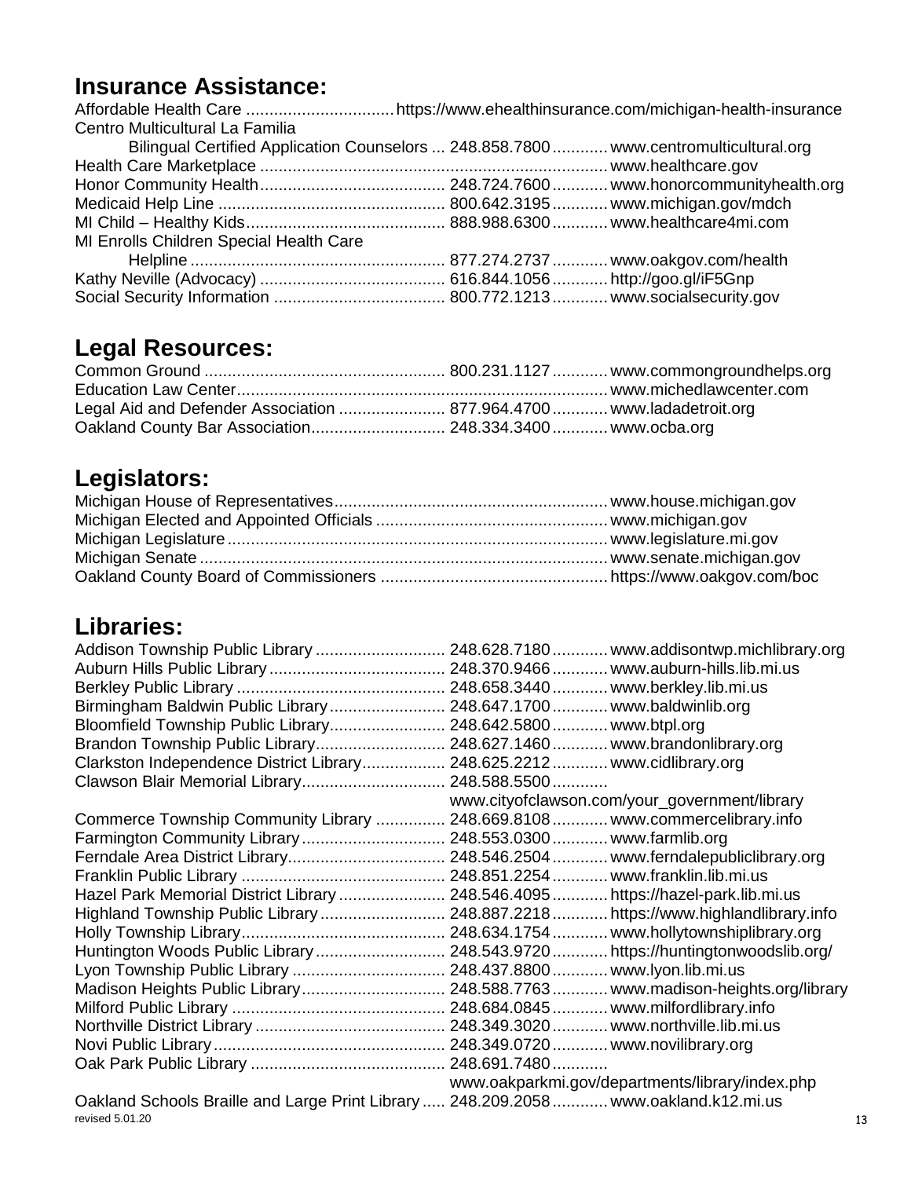## Insurance Assistance:

Affordable Health Care ................................ https://www.ehealthinsurance.com/michigan-health-insurance
Centro Multicultural La Familia
Bilingual Certified Application Counselors ... 248.858.7800 ............ www.centromulticultural.org
Health Care Marketplace ........................................................................... www.healthcare.gov
Honor Community Health ........................................ 248.724.7600 ............ www.honorcommunityhealth.org
Medicaid Help Line ................................................. 800.642.3195 ............ www.michigan.gov/mdch
MI Child – Healthy Kids ........................................... 888.988.6300 ............ www.healthcare4mi.com
MI Enrolls Children Special Health Care
Helpline ....................................................... 877.274.2737 ............ www.oakgov.com/health
Kathy Neville (Advocacy) ........................................ 616.844.1056 ............ http://goo.gl/iF5Gnp
Social Security Information ..................................... 800.772.1213 ............ www.socialsecurity.gov

## Legal Resources:

Common Ground .................................................... 800.231.1127 ............ www.commongroundhelps.org
Education Law Center ................................................................................ www.michedlawcenter.com
Legal Aid and Defender Association ....................... 877.964.4700 ............ www.ladadetroit.org
Oakland County Bar Association ............................. 248.334.3400 ............ www.ocba.org

## Legislators:

Michigan House of Representatives ........................................................... www.house.michigan.gov
Michigan Elected and Appointed Officials .................................................. www.michigan.gov
Michigan Legislature ................................................................................. www.legislature.mi.gov
Michigan Senate ....................................................................................... www.senate.michigan.gov
Oakland County Board of Commissioners ................................................. https://www.oakgov.com/boc

## Libraries:

Addison Township Public Library ............................ 248.628.7180 ............ www.addisontwp.michlibrary.org
Auburn Hills Public Library ...................................... 248.370.9466 ............ www.auburn-hills.lib.mi.us
Berkley Public Library ............................................. 248.658.3440 ............ www.berkley.lib.mi.us
Birmingham Baldwin Public Library ......................... 248.647.1700 ............ www.baldwinlib.org
Bloomfield Township Public Library ......................... 248.642.5800 ............ www.btpl.org
Brandon Township Public Library ............................ 248.627.1460 ............ www.brandonlibrary.org
Clarkston Independence District Library .................. 248.625.2212 ............ www.cidlibrary.org
Clawson Blair Memorial Library ............................... 248.588.5500 ............
www.cityofclawson.com/your_government/library
Commerce Township Community Library ............... 248.669.8108 ............ www.commercelibrary.info
Farmington Community Library ............................... 248.553.0300 ............ www.farmlib.org
Ferndale Area District Library .................................. 248.546.2504 ............ www.ferndalepubliclibrary.org
Franklin Public Library ............................................ 248.851.2254 ............ www.franklin.lib.mi.us
Hazel Park Memorial District Library ....................... 248.546.4095 ............ https://hazel-park.lib.mi.us
Highland Township Public Library ........................... 248.887.2218 ............ https://www.highlandlibrary.info
Holly Township Library ............................................ 248.634.1754 ............ www.hollytownshiplibrary.org
Huntington Woods Public Library ............................ 248.543.9720 ............ https://huntingtonwoodslib.org/
Lyon Township Public Library ................................. 248.437.8800 ............ www.lyon.lib.mi.us
Madison Heights Public Library ............................... 248.588.7763 ............ www.madison-heights.org/library
Milford Public Library .............................................. 248.684.0845 ............ www.milfordlibrary.info
Northville District Library ......................................... 248.349.3020 ............ www.northville.lib.mi.us
Novi Public Library .................................................. 248.349.0720 ............ www.novilibrary.org
Oak Park Public Library .......................................... 248.691.7480 ............
www.oakparkmi.gov/departments/library/index.php
Oakland Schools Braille and Large Print Library ..... 248.209.2058 ............ www.oakland.k12.mi.us

revised 5.01.20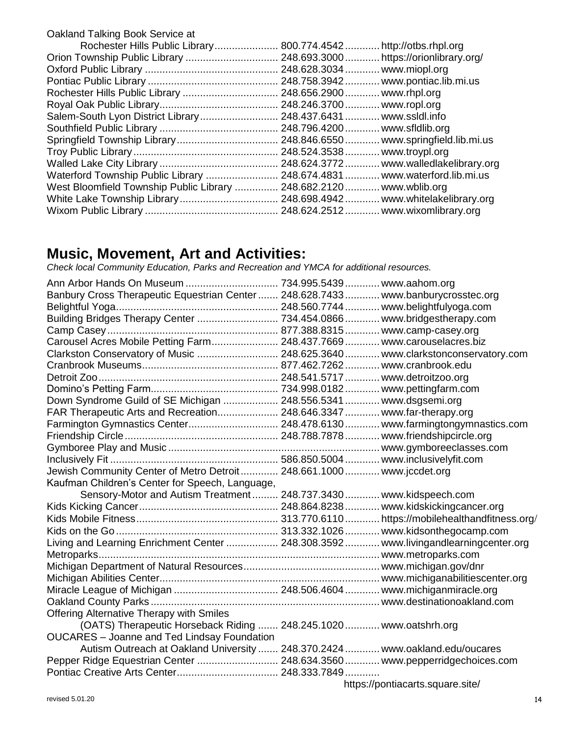Oakland Talking Book Service at Rochester Hills Public Library............ 800.774.4542 ............ http://otbs.rhpl.org
Orion Township Public Library ............ 248.693.3000 ............ https://orionlibrary.org/
Oxford Public Library ............ 248.628.3034 ............ www.miopl.org
Pontiac Public Library ............ 248.758.3942 ............ www.pontiac.lib.mi.us
Rochester Hills Public Library ............ 248.656.2900 ............ www.rhpl.org
Royal Oak Public Library............ 248.246.3700 ............ www.ropl.org
Salem-South Lyon District Library............ 248.437.6431 ............ www.ssldl.info
Southfield Public Library ............ 248.796.4200 ............ www.sfldlib.org
Springfield Township Library............ 248.846.6550 ............ www.springfield.lib.mi.us
Troy Public Library............ 248.524.3538 ............ www.troypl.org
Walled Lake City Library ............ 248.624.3772 ............ www.walledlakelibrary.org
Waterford Township Public Library ............ 248.674.4831 ............ www.waterford.lib.mi.us
West Bloomfield Township Public Library ............ 248.682.2120 ............ www.wblib.org
White Lake Township Library............ 248.698.4942 ............ www.whitelakelibrary.org
Wixom Public Library ............ 248.624.2512 ............ www.wixomlibrary.org

## Music, Movement, Art and Activities:

*Check local Community Education, Parks and Recreation and YMCA for additional resources.*

Ann Arbor Hands On Museum ............ 734.995.5439 ............ www.aahom.org
Banbury Cross Therapeutic Equestrian Center ............ 248.628.7433 ............ www.banburycrosstec.org
Belightful Yoga............ 248.560.7744 ............ www.belightfulyoga.com
Building Bridges Therapy Center ............ 734.454.0866 ............ www.bridgestherapy.com
Camp Casey............ 877.388.8315 ............ www.camp-casey.org
Carousel Acres Mobile Petting Farm............ 248.437.7669 ............ www.carouselacres.biz
Clarkston Conservatory of Music ............ 248.625.3640 ............ www.clarkstonconservatory.com
Cranbrook Museums............ 877.462.7262 ............ www.cranbrook.edu
Detroit Zoo............ 248.541.5717 ............ www.detroitzoo.org
Domino's Petting Farm............ 734.998.0182 ............ www.pettingfarm.com
Down Syndrome Guild of SE Michigan ............ 248.556.5341 ............ www.dsgsemi.org
FAR Therapeutic Arts and Recreation............ 248.646.3347 ............ www.far-therapy.org
Farmington Gymnastics Center............ 248.478.6130 ............ www.farmingtongymnastics.com
Friendship Circle............ 248.788.7878 ............ www.friendshipcircle.org
Gymboree Play and Music ............ www.gymboreeclasses.com
Inclusively Fit ............ 586.850.5004 ............ www.inclusivelyfit.com
Jewish Community Center of Metro Detroit............ 248.661.1000 ............ www.jccdet.org
Kaufman Children's Center for Speech, Language, Sensory-Motor and Autism Treatment............ 248.737.3430 ............ www.kidspeech.com
Kids Kicking Cancer............ 248.864.8238 ............ www.kidskickingcancer.org
Kids Mobile Fitness............ 313.770.6110 ............ https://mobilehealthandfitness.org/
Kids on the Go ............ 313.332.1026 ............ www.kidsonthegocamp.com
Living and Learning Enrichment Center ............ 248.308.3592 ............ www.livingandlearningcenter.org
Metroparks............ www.metroparks.com
Michigan Department of Natural Resources............ www.michigan.gov/dnr
Michigan Abilities Center............ www.michiganabilitiescenter.org
Miracle League of Michigan ............ 248.506.4604 ............ www.michiganmiracle.org
Oakland County Parks ............ www.destinationoakland.com
Offering Alternative Therapy with Smiles (OATS) Therapeutic Horseback Riding ............ 248.245.1020 ............ www.oatshrh.org
OUCARES – Joanne and Ted Lindsay Foundation Autism Outreach at Oakland University ............ 248.370.2424 ............ www.oakland.edu/oucares
Pepper Ridge Equestrian Center ............ 248.634.3560 ............ www.pepperridgechoices.com
Pontiac Creative Arts Center............ 248.333.7849 ............ https://pontiacarts.square.site/

revised 5.01.20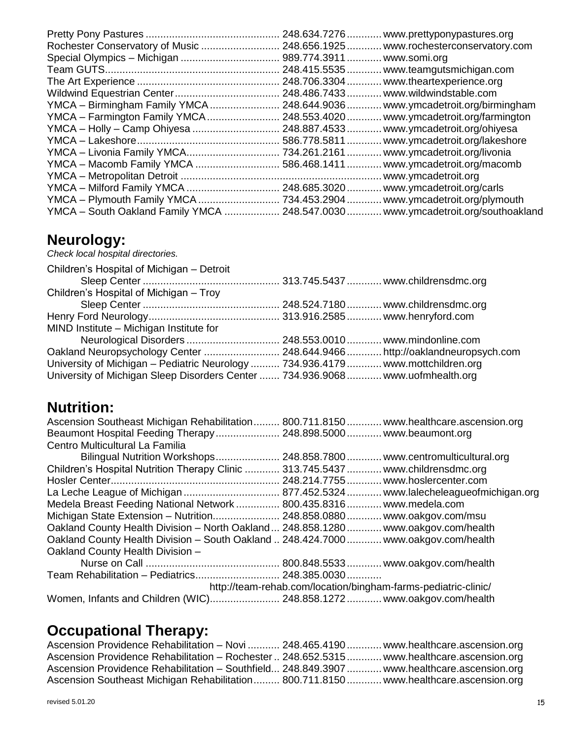Pretty Pony Pastures ............................................. 248.634.7276 ........... www.prettyponypastures.org
Rochester Conservatory of Music .......................... 248.656.1925 ........... www.rochesterconservatory.com
Special Olympics – Michigan ................................. 989.774.3911 ........... www.somi.org
Team GUTS........................................................... 248.415.5535 ........... www.teamgutsmichigan.com
The Art Experience ................................................ 248.706.3304 ........... www.theartexperience.org
Wildwind Equestrian Center.................................... 248.486.7433 ........... www.wildwindstable.com
YMCA – Birmingham Family YMCA........................ 248.644.9036 ........... www.ymcadetroit.org/birmingham
YMCA – Farmington Family YMCA......................... 248.553.4020 ........... www.ymcadetroit.org/farmington
YMCA – Holly – Camp Ohiyesa ............................. 248.887.4533 ........... www.ymcadetroit.org/ohiyesa
YMCA – Lakeshore................................................ 586.778.5811 ........... www.ymcadetroit.org/lakeshore
YMCA – Livonia Family YMCA................................ 734.261.2161 ........... www.ymcadetroit.org/livonia
YMCA – Macomb Family YMCA ............................ 586.468.1411 ........... www.ymcadetroit.org/macomb
YMCA – Metropolitan Detroit .................................................................... www.ymcadetroit.org
YMCA – Milford Family YMCA ................................ 248.685.3020 ........... www.ymcadetroit.org/carls
YMCA – Plymouth Family YMCA ........................... 734.453.2904 ........... www.ymcadetroit.org/plymouth
YMCA – South Oakland Family YMCA .................. 248.547.0030 ........... www.ymcadetroit.org/southoakland

## Neurology:

*Check local hospital directories.*

Children's Hospital of Michigan – Detroit
Sleep Center .............................................. 313.745.5437 ........... www.childrensdmc.org
Children's Hospital of Michigan – Troy
Sleep Center .............................................. 248.524.7180 ........... www.childrensdmc.org
Henry Ford Neurology............................................ 313.916.2585 ........... www.henryford.com
MIND Institute – Michigan Institute for
Neurological Disorders ................................ 248.553.0010 ........... www.mindonline.com
Oakland Neuropsychology Center .......................... 248.644.9466 ........... http://oaklandneuropsych.com
University of Michigan – Pediatric Neurology .......... 734.936.4179 ........... www.mottchildren.org
University of Michigan Sleep Disorders Center ....... 734.936.9068 ........... www.uofmhealth.org

## Nutrition:

Ascension Southeast Michigan Rehabilitation......... 800.711.8150 ........... www.healthcare.ascension.org
Beaumont Hospital Feeding Therapy...................... 248.898.5000 ........... www.beaumont.org
Centro Multicultural La Familia
Bilingual Nutrition Workshops...................... 248.858.7800 ........... www.centromulticultural.org
Children's Hospital Nutrition Therapy Clinic ............ 313.745.5437 ........... www.childrensdmc.org
Hosler Center......................................................... 248.214.7755 ........... www.hoslercenter.com
La Leche League of Michigan ................................. 877.452.5324 ........... www.lalecheleagueofmichigan.org
Medela Breast Feeding National Network ............... 800.435.8316 ........... www.medela.com
Michigan State Extension – Nutrition...................... 248.858.0880 ........... www.oakgov.com/msu
Oakland County Health Division – North Oakland... 248.858.1280 ........... www.oakgov.com/health
Oakland County Health Division – South Oakland .. 248.424.7000 ........... www.oakgov.com/health
Oakland County Health Division –
Nurse on Call ............................................. 800.848.5533 ........... www.oakgov.com/health
Team Rehabilitation – Pediatrics............................ 248.385.0030 ...........
http://team-rehab.com/location/bingham-farms-pediatric-clinic/
Women, Infants and Children (WIC)........................ 248.858.1272 ........... www.oakgov.com/health

## Occupational Therapy:

Ascension Providence Rehabilitation – Novi ........... 248.465.4190 ........... www.healthcare.ascension.org
Ascension Providence Rehabilitation – Rochester .. 248.652.5315 ........... www.healthcare.ascension.org
Ascension Providence Rehabilitation – Southfield... 248.849.3907 ........... www.healthcare.ascension.org
Ascension Southeast Michigan Rehabilitation......... 800.711.8150 ........... www.healthcare.ascension.org

revised 5.01.20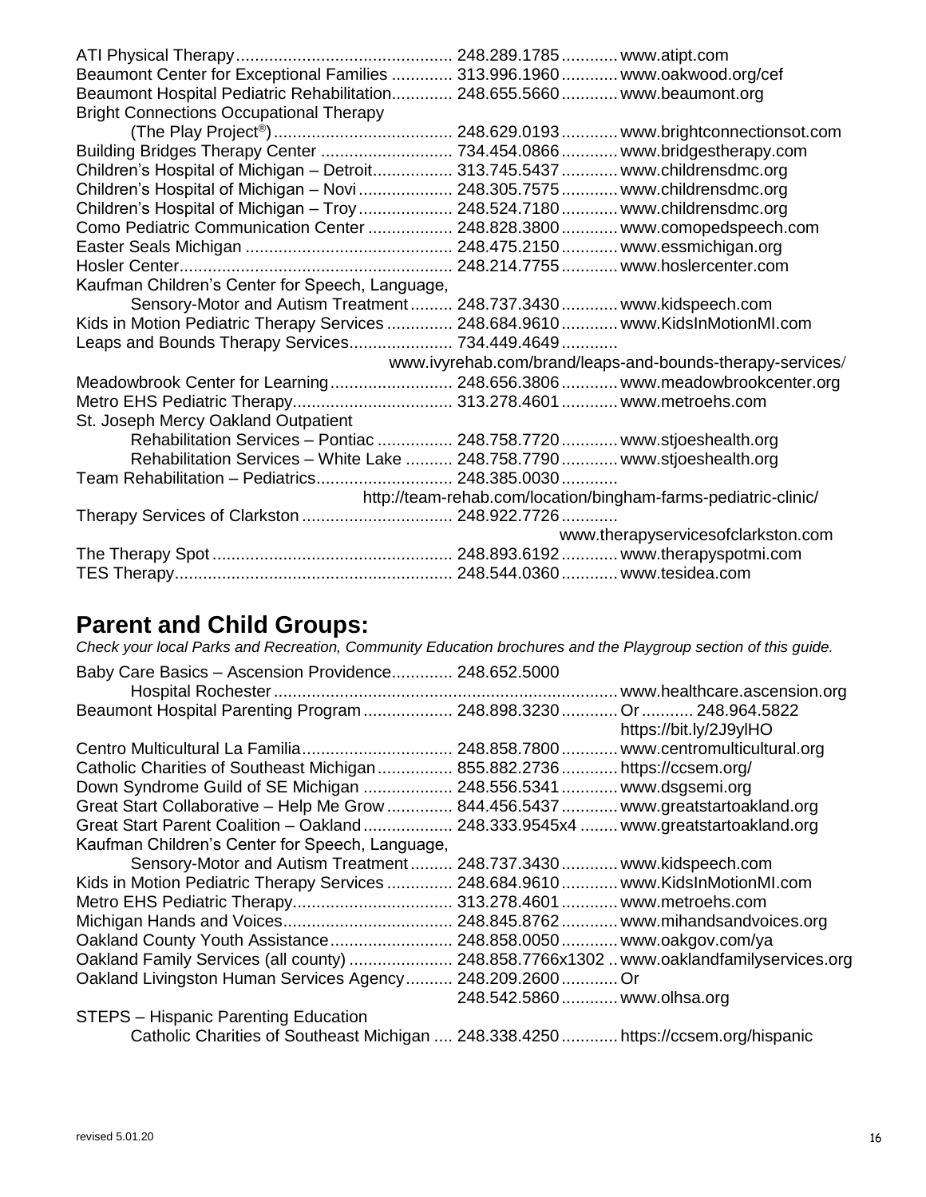ATI Physical Therapy............................................ 248.289.1785........... www.atipt.com
Beaumont Center for Exceptional Families ............ 313.996.1960........... www.oakwood.org/cef
Beaumont Hospital Pediatric Rehabilitation............ 248.655.5660........... www.beaumont.org
Bright Connections Occupational Therapy
(The Play Project®)..................................... 248.629.0193........... www.brightconnectionsot.com
Building Bridges Therapy Center ........................... 734.454.0866........... www.bridgestherapy.com
Children's Hospital of Michigan – Detroit................ 313.745.5437........... www.childrensdmc.org
Children's Hospital of Michigan – Novi ................... 248.305.7575........... www.childrensdmc.org
Children's Hospital of Michigan – Troy ................... 248.524.7180........... www.childrensdmc.org
Como Pediatric Communication Center ................. 248.828.3800........... www.comopedspeech.com
Easter Seals Michigan ........................................... 248.475.2150........... www.essmichigan.org
Hosler Center......................................................... 248.214.7755........... www.hoslercenter.com
Kaufman Children's Center for Speech, Language,
Sensory-Motor and Autism Treatment......... 248.737.3430........... www.kidspeech.com
Kids in Motion Pediatric Therapy Services ............. 248.684.9610........... www.KidsInMotionMI.com
Leaps and Bounds Therapy Services..................... 734.449.4649...........
www.ivyrehab.com/brand/leaps-and-bounds-therapy-services/
Meadowbrook Center for Learning.......................... 248.656.3806........... www.meadowbrookcenter.org
Metro EHS Pediatric Therapy................................. 313.278.4601........... www.metroehs.com
St. Joseph Mercy Oakland Outpatient
Rehabilitation Services – Pontiac ................ 248.758.7720........... www.stjoeshealth.org
Rehabilitation Services – White Lake .......... 248.758.7790........... www.stjoeshealth.org
Team Rehabilitation – Pediatrics............................ 248.385.0030...........
http://team-rehab.com/location/bingham-farms-pediatric-clinic/
Therapy Services of Clarkston ................................ 248.922.7726...........
www.therapyservicesofclarkston.com
The Therapy Spot .................................................. 248.893.6192........... www.therapyspotmi.com
TES Therapy.......................................................... 248.544.0360........... www.tesidea.com

# Parent and Child Groups:

*Check your local Parks and Recreation, Community Education brochures and the Playgroup section of this guide.*

Baby Care Basics – Ascension Providence............ 248.652.5000
Hospital Rochester........................................................................ www.healthcare.ascension.org
Beaumont Hospital Parenting Program .................. 248.898.3230........... Or .......... 248.964.5822
https://bit.ly/2J9ylHO
Centro Multicultural La Familia................................ 248.858.7800........... www.centromulticultural.org
Catholic Charities of Southeast Michigan................ 855.882.2736........... https://ccsem.org/
Down Syndrome Guild of SE Michigan .................. 248.556.5341........... www.dsgsemi.org
Great Start Collaborative – Help Me Grow ............. 844.456.5437........... www.greatstartoakland.org
Great Start Parent Coalition – Oakland .................. 248.333.9545x4 ........ www.greatstartoakland.org
Kaufman Children's Center for Speech, Language,
Sensory-Motor and Autism Treatment......... 248.737.3430........... www.kidspeech.com
Kids in Motion Pediatric Therapy Services ............. 248.684.9610........... www.KidsInMotionMI.com
Metro EHS Pediatric Therapy................................. 313.278.4601........... www.metroehs.com
Michigan Hands and Voices................................... 248.845.8762........... www.mihandsandvoices.org
Oakland County Youth Assistance.......................... 248.858.0050........... www.oakgov.com/ya
Oakland Family Services (all county) ..................... 248.858.7766x1302 .. www.oaklandfamilyservices.org
Oakland Livingston Human Services Agency.......... 248.209.2600........... Or
248.542.5860........... www.olhsa.org
STEPS – Hispanic Parenting Education
Catholic Charities of Southeast Michigan .... 248.338.4250........... https://ccsem.org/hispanic

revised 5.01.20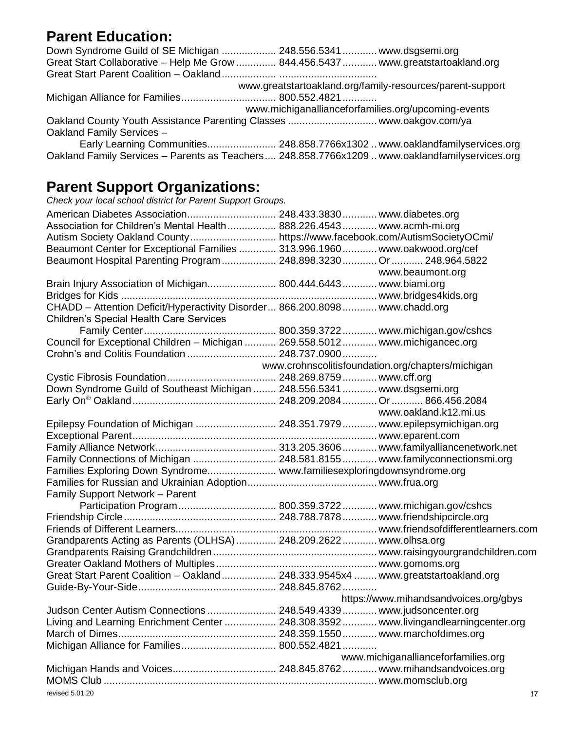## Parent Education:

Down Syndrome Guild of SE Michigan ................... 248.556.5341............ www.dsgsemi.org
Great Start Collaborative – Help Me Grow.............. 844.456.5437............ www.greatstartoakland.org
Great Start Parent Coalition – Oakland................... .................................
www.greatstartoakland.org/family-resources/parent-support
Michigan Alliance for Families................................. 800.552.4821............
www.michiganallianceforfamilies.org/upcoming-events
Oakland County Youth Assistance Parenting Classes ............................... www.oakgov.com/ya
Oakland Family Services –
Early Learning Communities........................ 248.858.7766x1302 .. www.oaklandfamilyservices.org
Oakland Family Services – Parents as Teachers.... 248.858.7766x1209 .. www.oaklandfamilyservices.org

## Parent Support Organizations:

*Check your local school district for Parent Support Groups.*

American Diabetes Association............................... 248.433.3830............ www.diabetes.org
Association for Children's Mental Health................. 888.226.4543............ www.acmh-mi.org
Autism Society Oakland County.............................. https://www.facebook.com/AutismSocietyOCmi/
Beaumont Center for Exceptional Families ............. 313.996.1960............ www.oakwood.org/cef
Beaumont Hospital Parenting Program................... 248.898.3230............ Or ........... 248.964.5822
www.beaumont.org
Brain Injury Association of Michigan........................ 800.444.6443............ www.biami.org
Bridges for Kids ......................................................................................... www.bridges4kids.org
CHADD – Attention Deficit/Hyperactivity Disorder... 866.200.8098............ www.chadd.org
Children's Special Health Care Services
Family Center.............................................. 800.359.3722............ www.michigan.gov/cshcs
Council for Exceptional Children – Michigan ........... 269.558.5012............ www.michigancec.org
Crohn's and Colitis Foundation ............................... 248.737.0900............
www.crohnscolitisfoundation.org/chapters/michigan
Cystic Fibrosis Foundation...................................... 248.269.8759............ www.cff.org
Down Syndrome Guild of Southeast Michigan ........ 248.556.5341............ www.dsgsemi.org
Early On® Oakland.................................................. 248.209.2084............ Or ........... 866.456.2084
www.oakland.k12.mi.us
Epilepsy Foundation of Michigan ............................ 248.351.7979............ www.epilepsymichigan.org
Exceptional Parent..................................................................................... www.eparent.com
Family Alliance Network........................................... 313.205.3606............ www.familyalliancenetwork.net
Family Connections of Michigan ............................. 248.581.8155............ www.familyconnectionsmi.org
Families Exploring Down Syndrome........................ www.familiesexploringdownsyndrome.org
Families for Russian and Ukrainian Adoption............................................. www.frua.org
Family Support Network – Parent
Participation Program.................................. 800.359.3722............ www.michigan.gov/cshcs
Friendship Circle..................................................... 248.788.7878............ www.friendshipcircle.org
Friends of Different Learners...................................................................... www.friendsofdifferentlearners.com
Grandparents Acting as Parents (OLHSA).............. 248.209.2622............ www.olhsa.org
Grandparents Raising Grandchildren......................................................... www.raisingyourgrandchildren.com
Greater Oakland Mothers of Multiples........................................................ www.gomoms.org
Great Start Parent Coalition – Oakland................... 248.333.9545x4 ........ www.greatstartoakland.org
Guide-By-Your-Side................................................ 248.845.8762............
https://www.mihandsandvoices.org/gbys
Judson Center Autism Connections ........................ 248.549.4339............ www.judsoncenter.org
Living and Learning Enrichment Center .................. 248.308.3592............ www.livingandlearningcenter.org
March of Dimes....................................................... 248.359.1550............ www.marchofdimes.org
Michigan Alliance for Families................................. 800.552.4821............
www.michiganallianceforfamilies.org
Michigan Hands and Voices.................................... 248.845.8762............ www.mihandsandvoices.org
MOMS Club .............................................................................................. www.momsclub.org

revised 5.01.20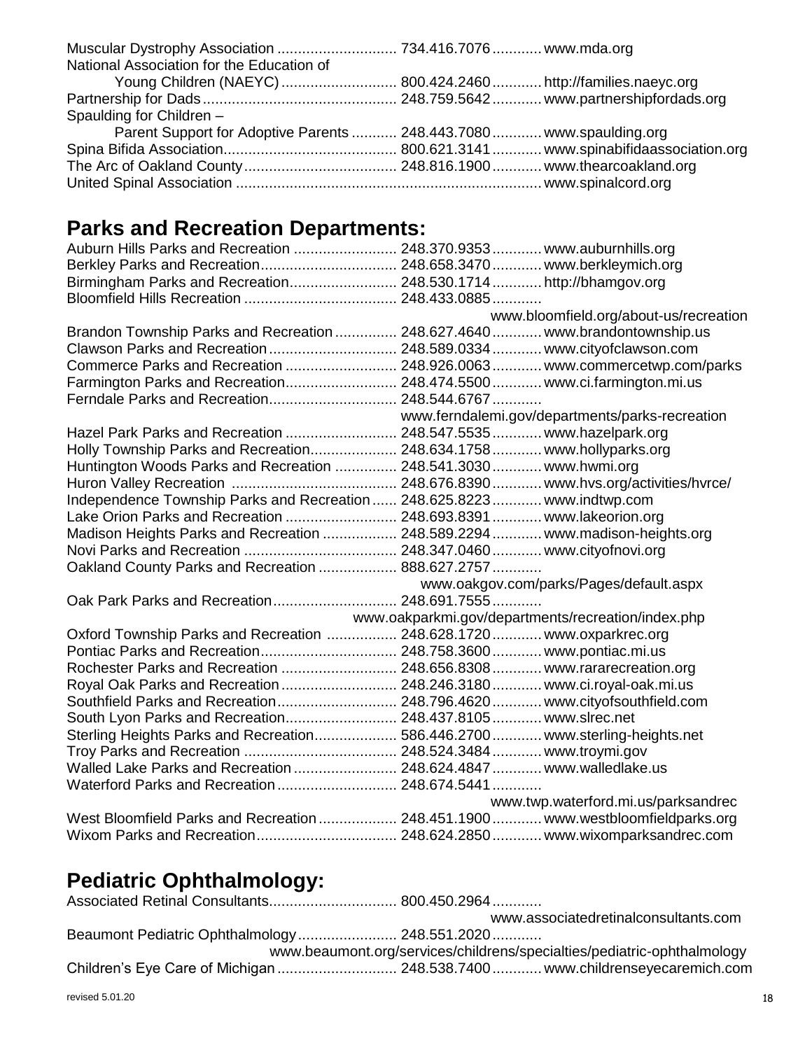Muscular Dystrophy Association ............................ 734.416.7076 ............ www.mda.org
National Association for the Education of
Young Children (NAEYC) ........................... 800.424.2460 ............ http://families.naeyc.org
Partnership for Dads ............................................... 248.759.5642 ............ www.partnershipfordads.org
Spaulding for Children –
Parent Support for Adoptive Parents ........... 248.443.7080 ............ www.spaulding.org
Spina Bifida Association.......................................... 800.621.3141 ............ www.spinabifidaassociation.org
The Arc of Oakland County ..................................... 248.816.1900 ............ www.thearcoakland.org
United Spinal Association ......................................................................... www.spinalcord.org

## Parks and Recreation Departments:

Auburn Hills Parks and Recreation ......................... 248.370.9353 ............ www.auburnhills.org
Berkley Parks and Recreation ................................. 248.658.3470 ............ www.berkleymich.org
Birmingham Parks and Recreation .......................... 248.530.1714 ............ http://bhamgov.org
Bloomfield Hills Recreation ..................................... 248.433.0885 ............ www.bloomfield.org/about-us/recreation
Brandon Township Parks and Recreation ............... 248.627.4640 ............ www.brandontownship.us
Clawson Parks and Recreation ............................... 248.589.0334 ............ www.cityofclawson.com
Commerce Parks and Recreation ........................... 248.926.0063 ............ www.commercetwp.com/parks
Farmington Parks and Recreation ........................... 248.474.5500 ............ www.ci.farmington.mi.us
Ferndale Parks and Recreation ............................... 248.544.6767 ............ www.ferndalemi.gov/departments/parks-recreation
Hazel Park Parks and Recreation ........................... 248.547.5535 ............ www.hazelpark.org
Holly Township Parks and Recreation ..................... 248.634.1758 ............ www.hollyparks.org
Huntington Woods Parks and Recreation ............... 248.541.3030 ............ www.hwmi.org
Huron Valley Recreation ........................................ 248.676.8390 ............ www.hvs.org/activities/hvrce/
Independence Township Parks and Recreation ...... 248.625.8223 ............ www.indtwp.com
Lake Orion Parks and Recreation ........................... 248.693.8391 ............ www.lakeorion.org
Madison Heights Parks and Recreation .................. 248.589.2294 ............ www.madison-heights.org
Novi Parks and Recreation ..................................... 248.347.0460 ............ www.cityofnovi.org
Oakland County Parks and Recreation ................... 888.627.2757 ............ www.oakgov.com/parks/Pages/default.aspx
Oak Park Parks and Recreation .............................. 248.691.7555 ............ www.oakparkmi.gov/departments/recreation/index.php
Oxford Township Parks and Recreation ................. 248.628.1720 ............ www.oxparkrec.org
Pontiac Parks and Recreation ................................. 248.758.3600 ............ www.pontiac.mi.us
Rochester Parks and Recreation ............................ 248.656.8308 ............ www.rararecreation.org
Royal Oak Parks and Recreation ............................ 248.246.3180 ............ www.ci.royal-oak.mi.us
Southfield Parks and Recreation ............................. 248.796.4620 ............ www.cityofsouthfield.com
South Lyon Parks and Recreation ........................... 248.437.8105 ............ www.slrec.net
Sterling Heights Parks and Recreation .................... 586.446.2700 ............ www.sterling-heights.net
Troy Parks and Recreation ..................................... 248.524.3484 ............ www.troymi.gov
Walled Lake Parks and Recreation ......................... 248.624.4847 ............ www.walledlake.us
Waterford Parks and Recreation ............................. 248.674.5441 ............ www.twp.waterford.mi.us/parksandrec
West Bloomfield Parks and Recreation ................... 248.451.1900 ............ www.westbloomfieldparks.org
Wixom Parks and Recreation .................................. 248.624.2850 ............ www.wixomparksandrec.com

## Pediatric Ophthalmology:

Associated Retinal Consultants ............................... 800.450.2964 ............ www.associatedretinalconsultants.com
Beaumont Pediatric Ophthalmology ........................ 248.551.2020 ............ www.beaumont.org/services/childrens/specialties/pediatric-ophthalmology
Children's Eye Care of Michigan ............................. 248.538.7400 ............ www.childrenseyecaremich.com

revised 5.01.20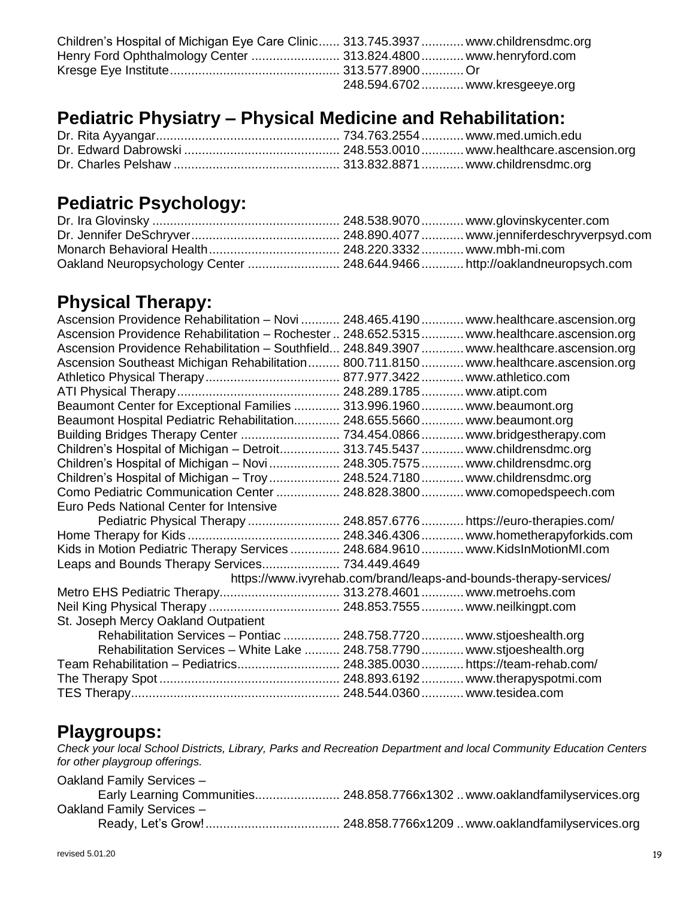Children's Hospital of Michigan Eye Care Clinic...... 313.745.3937............ www.childrensdmc.org
Henry Ford Ophthalmology Center ......................... 313.824.4800............ www.henryford.com
Kresge Eye Institute................................................ 313.577.8900............ Or
248.594.6702............ www.kresgeeye.org

## Pediatric Physiatry – Physical Medicine and Rehabilitation:

Dr. Rita Ayyangar.................................................... 734.763.2554............ www.med.umich.edu
Dr. Edward Dabrowski ............................................ 248.553.0010............ www.healthcare.ascension.org
Dr. Charles Pelshaw ............................................... 313.832.8871............ www.childrensdmc.org

## Pediatric Psychology:

Dr. Ira Glovinsky ..................................................... 248.538.9070............ www.glovinskycenter.com
Dr. Jennifer DeSchryver.......................................... 248.890.4077............ www.jenniferdeschryverpsyd.com
Monarch Behavioral Health..................................... 248.220.3332............ www.mbh-mi.com
Oakland Neuropsychology Center .......................... 248.644.9466............ http://oaklandneuropsych.com

## Physical Therapy:

Ascension Providence Rehabilitation – Novi ........... 248.465.4190............ www.healthcare.ascension.org
Ascension Providence Rehabilitation – Rochester .. 248.652.5315............ www.healthcare.ascension.org
Ascension Providence Rehabilitation – Southfield... 248.849.3907............ www.healthcare.ascension.org
Ascension Southeast Michigan Rehabilitation......... 800.711.8150............ www.healthcare.ascension.org
Athletico Physical Therapy...................................... 877.977.3422............ www.athletico.com
ATI Physical Therapy.............................................. 248.289.1785............ www.atipt.com
Beaumont Center for Exceptional Families ............. 313.996.1960............ www.beaumont.org
Beaumont Hospital Pediatric Rehabilitation............. 248.655.5660............ www.beaumont.org
Building Bridges Therapy Center ............................ 734.454.0866............ www.bridgestherapy.com
Children's Hospital of Michigan – Detroit................. 313.745.5437............ www.childrensdmc.org
Children's Hospital of Michigan – Novi .................... 248.305.7575............ www.childrensdmc.org
Children's Hospital of Michigan – Troy .................... 248.524.7180............ www.childrensdmc.org
Como Pediatric Communication Center .................. 248.828.3800............ www.comopedspeech.com
Euro Peds National Center for Intensive
Pediatric Physical Therapy .......................... 248.857.6776............ https://euro-therapies.com/
Home Therapy for Kids ........................................... 248.346.4306............ www.hometherapyforkids.com
Kids in Motion Pediatric Therapy Services .............. 248.684.9610............ www.KidsInMotionMI.com
Leaps and Bounds Therapy Services...................... 734.449.4649
https://www.ivyrehab.com/brand/leaps-and-bounds-therapy-services/
Metro EHS Pediatric Therapy.................................. 313.278.4601............ www.metroehs.com
Neil King Physical Therapy ..................................... 248.853.7555............ www.neilkingpt.com
St. Joseph Mercy Oakland Outpatient
Rehabilitation Services – Pontiac ................ 248.758.7720............ www.stjoeshealth.org
Rehabilitation Services – White Lake .......... 248.758.7790............ www.stjoeshealth.org
Team Rehabilitation – Pediatrics............................. 248.385.0030............ https://team-rehab.com/
The Therapy Spot ................................................... 248.893.6192............ www.therapyspotmi.com
TES Therapy........................................................... 248.544.0360............ www.tesidea.com

## Playgroups:

*Check your local School Districts, Library, Parks and Recreation Department and local Community Education Centers for other playgroup offerings.*

Oakland Family Services –
Early Learning Communities........................ 248.858.7766x1302 .. www.oaklandfamilyservices.org
Oakland Family Services –
Ready, Let's Grow!...................................... 248.858.7766x1209 .. www.oaklandfamilyservices.org

revised 5.01.20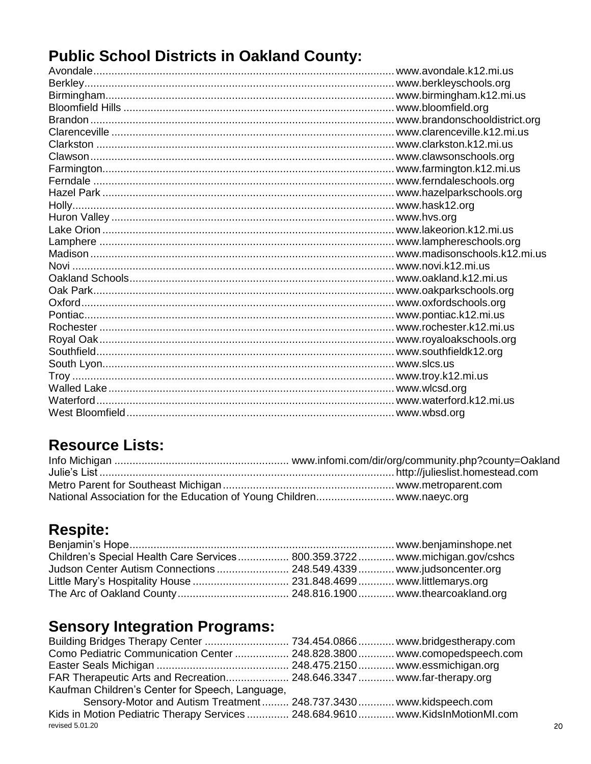## Public School Districts in Oakland County:

| District | Website |
|---|---|
| Avondale | www.avondale.k12.mi.us |
| Berkley | www.berkleyschools.org |
| Birmingham | www.birmingham.k12.mi.us |
| Bloomfield Hills | www.bloomfield.org |
| Brandon | www.brandonschooldistrict.org |
| Clarenceville | www.clarenceville.k12.mi.us |
| Clarkston | www.clarkston.k12.mi.us |
| Clawson | www.clawsonschools.org |
| Farmington | www.farmington.k12.mi.us |
| Ferndale | www.ferndaleschools.org |
| Hazel Park | www.hazelparkschools.org |
| Holly | www.hask12.org |
| Huron Valley | www.hvs.org |
| Lake Orion | www.lakeorion.k12.mi.us |
| Lamphere | www.lamphereschools.org |
| Madison | www.madisonschools.k12.mi.us |
| Novi | www.novi.k12.mi.us |
| Oakland Schools | www.oakland.k12.mi.us |
| Oak Park | www.oakparkschools.org |
| Oxford | www.oxfordschools.org |
| Pontiac | www.pontiac.k12.mi.us |
| Rochester | www.rochester.k12.mi.us |
| Royal Oak | www.royaloakschools.org |
| Southfield | www.southfieldk12.org |
| South Lyon | www.slcs.us |
| Troy | www.troy.k12.mi.us |
| Walled Lake | www.wlcsd.org |
| Waterford | www.waterford.k12.mi.us |
| West Bloomfield | www.wbsd.org |

## Resource Lists:

| Resource | Website |
|---|---|
| Info Michigan | www.infomi.com/dir/org/community.php?county=Oakland |
| Julie's List | http://julieslist.homestead.com |
| Metro Parent for Southeast Michigan | www.metroparent.com |
| National Association for the Education of Young Children | www.naeyc.org |

## Respite:

| Organization | Phone | Website |
|---|---|---|
| Benjamin's Hope | | www.benjaminshope.net |
| Children's Special Health Care Services | 800.359.3722 | www.michigan.gov/cshcs |
| Judson Center Autism Connections | 248.549.4339 | www.judsoncenter.org |
| Little Mary's Hospitality House | 231.848.4699 | www.littlemarys.org |
| The Arc of Oakland County | 248.816.1900 | www.thearcoakland.org |

## Sensory Integration Programs:

| Organization | Phone | Website |
|---|---|---|
| Building Bridges Therapy Center | 734.454.0866 | www.bridgestherapy.com |
| Como Pediatric Communication Center | 248.828.3800 | www.comopedspeech.com |
| Easter Seals Michigan | 248.475.2150 | www.essmichigan.org |
| FAR Therapeutic Arts and Recreation | 248.646.3347 | www.far-therapy.org |
| Kaufman Children's Center for Speech, Language, Sensory-Motor and Autism Treatment | 248.737.3430 | www.kidspeech.com |
| Kids in Motion Pediatric Therapy Services | 248.684.9610 | www.KidsInMotionMI.com |

revised 5.01.20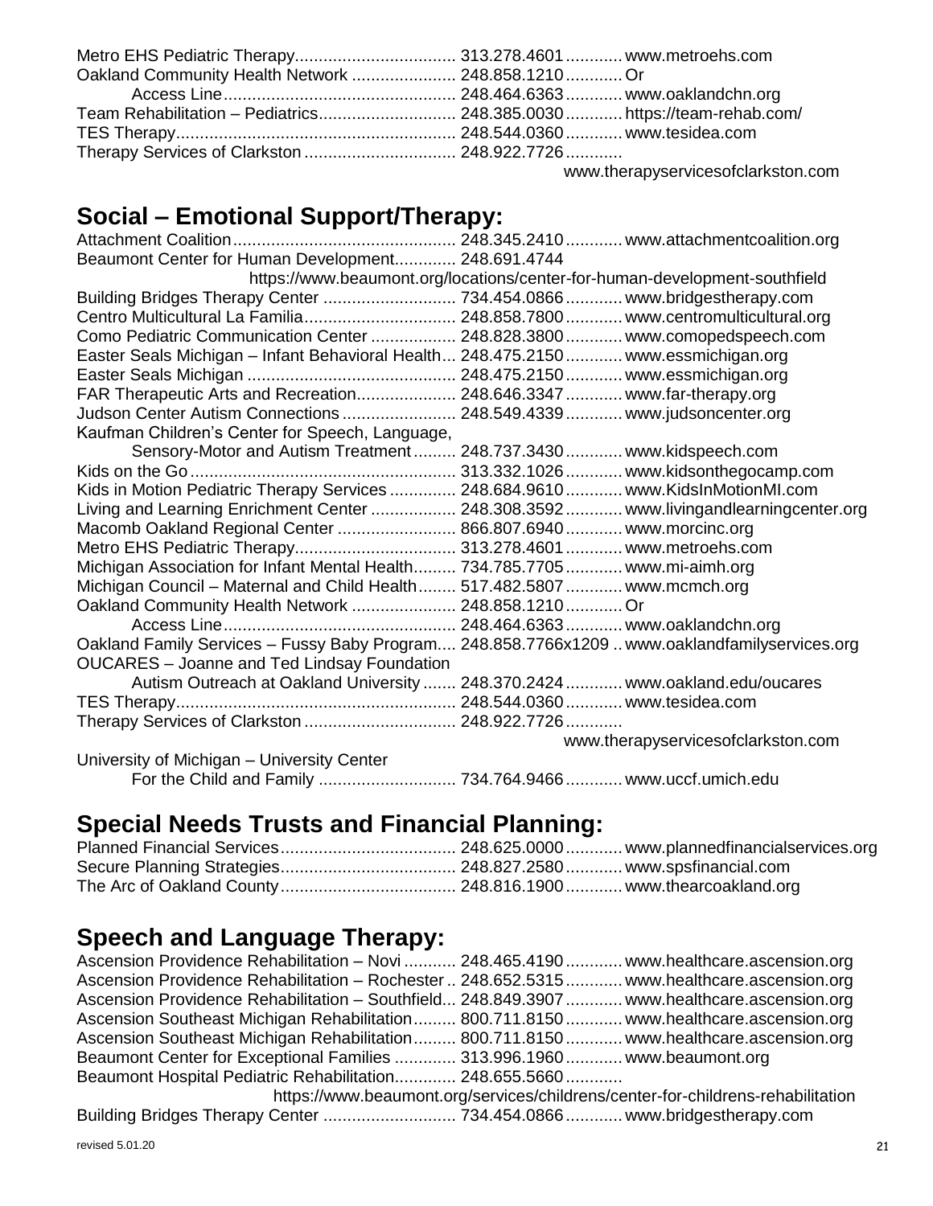Metro EHS Pediatric Therapy.................................. 313.278.4601............ www.metroehs.com
Oakland Community Health Network ...................... 248.858.1210............ Or
Access Line................................................. 248.464.6363............ www.oaklandchn.org
Team Rehabilitation – Pediatrics............................ 248.385.0030............ https://team-rehab.com/
TES Therapy........................................................... 248.544.0360............ www.tesidea.com
Therapy Services of Clarkston ................................ 248.922.7726............ www.therapyservicesofclarkston.com

## Social – Emotional Support/Therapy:

Attachment Coalition............................................... 248.345.2410............ www.attachmentcoalition.org
Beaumont Center for Human Development............. 248.691.4744 https://www.beaumont.org/locations/center-for-human-development-southfield
Building Bridges Therapy Center ............................ 734.454.0866............ www.bridgestherapy.com
Centro Multicultural La Familia................................ 248.858.7800............ www.centromulticultural.org
Como Pediatric Communication Center .................. 248.828.3800............ www.comopedspeech.com
Easter Seals Michigan – Infant Behavioral Health... 248.475.2150............ www.essmichigan.org
Easter Seals Michigan ............................................ 248.475.2150............ www.essmichigan.org
FAR Therapeutic Arts and Recreation..................... 248.646.3347............ www.far-therapy.org
Judson Center Autism Connections........................ 248.549.4339............ www.judsoncenter.org
Kaufman Children's Center for Speech, Language, Sensory-Motor and Autism Treatment......... 248.737.3430............ www.kidspeech.com
Kids on the Go........................................................ 313.332.1026............ www.kidsonthegocamp.com
Kids in Motion Pediatric Therapy Services .............. 248.684.9610............ www.KidsInMotionMI.com
Living and Learning Enrichment Center .................. 248.308.3592............ www.livingandlearningcenter.org
Macomb Oakland Regional Center ......................... 866.807.6940............ www.morcinc.org
Metro EHS Pediatric Therapy.................................. 313.278.4601............ www.metroehs.com
Michigan Association for Infant Mental Health......... 734.785.7705............ www.mi-aimh.org
Michigan Council – Maternal and Child Health........ 517.482.5807............ www.mcmch.org
Oakland Community Health Network ...................... 248.858.1210............ Or
Access Line................................................. 248.464.6363............ www.oaklandchn.org
Oakland Family Services – Fussy Baby Program.... 248.858.7766x1209 .. www.oaklandfamilyservices.org
OUCARES – Joanne and Ted Lindsay Foundation Autism Outreach at Oakland University ....... 248.370.2424............ www.oakland.edu/oucares
TES Therapy........................................................... 248.544.0360............ www.tesidea.com
Therapy Services of Clarkston ................................ 248.922.7726............ www.therapyservicesofclarkston.com
University of Michigan – University Center For the Child and Family ............................. 734.764.9466............ www.uccf.umich.edu

## Special Needs Trusts and Financial Planning:

Planned Financial Services..................................... 248.625.0000............ www.plannedfinancialservices.org
Secure Planning Strategies..................................... 248.827.2580............ www.spsfinancial.com
The Arc of Oakland County..................................... 248.816.1900............ www.thearcoakland.org

## Speech and Language Therapy:

Ascension Providence Rehabilitation – Novi ........... 248.465.4190............ www.healthcare.ascension.org
Ascension Providence Rehabilitation – Rochester .. 248.652.5315............ www.healthcare.ascension.org
Ascension Providence Rehabilitation – Southfield... 248.849.3907............ www.healthcare.ascension.org
Ascension Southeast Michigan Rehabilitation......... 800.711.8150............ www.healthcare.ascension.org
Ascension Southeast Michigan Rehabilitation......... 800.711.8150............ www.healthcare.ascension.org
Beaumont Center for Exceptional Families ............. 313.996.1960............ www.beaumont.org
Beaumont Hospital Pediatric Rehabilitation............. 248.655.5660............ https://www.beaumont.org/services/childrens/center-for-childrens-rehabilitation
Building Bridges Therapy Center ............................ 734.454.0866............ www.bridgestherapy.com

revised 5.01.20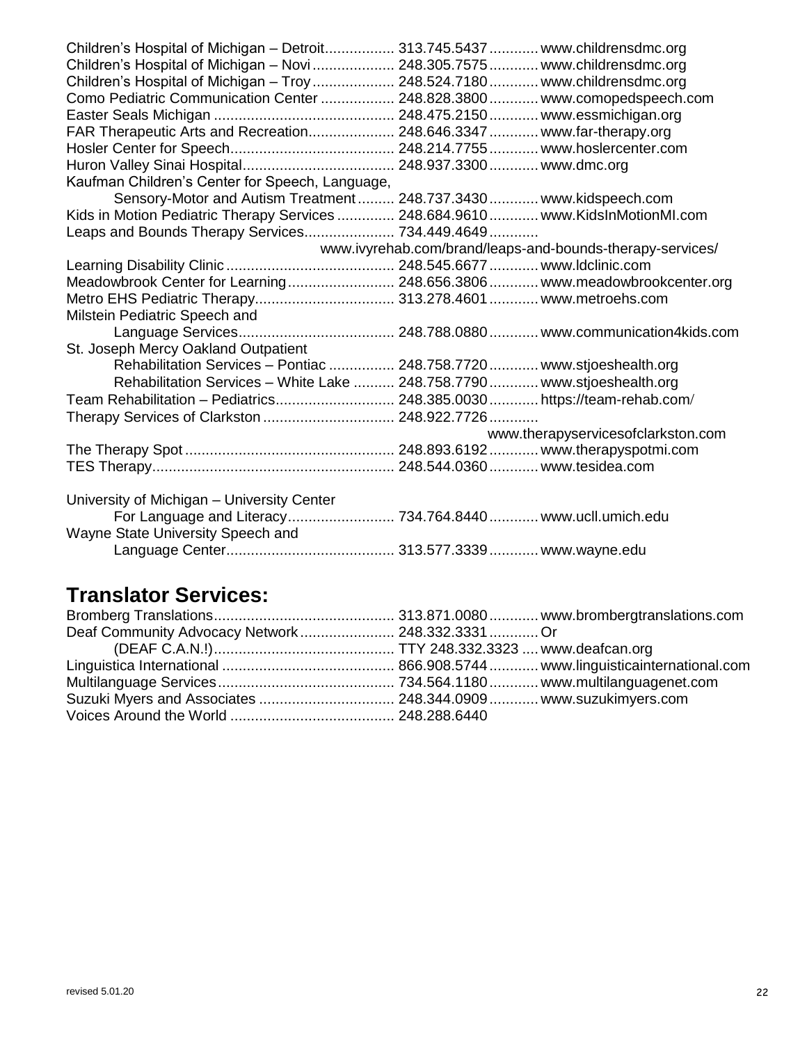Children's Hospital of Michigan – Detroit................. 313.745.5437............ www.childrensdmc.org
Children's Hospital of Michigan – Novi.................... 248.305.7575............ www.childrensdmc.org
Children's Hospital of Michigan – Troy.................... 248.524.7180............ www.childrensdmc.org
Como Pediatric Communication Center .................. 248.828.3800............ www.comopedspeech.com
Easter Seals Michigan ............................................ 248.475.2150............ www.essmichigan.org
FAR Therapeutic Arts and Recreation..................... 248.646.3347............ www.far-therapy.org
Hosler Center for Speech........................................ 248.214.7755............ www.hoslercenter.com
Huron Valley Sinai Hospital..................................... 248.937.3300............ www.dmc.org
Kaufman Children's Center for Speech, Language,
Sensory-Motor and Autism Treatment......... 248.737.3430............ www.kidspeech.com
Kids in Motion Pediatric Therapy Services .............. 248.684.9610............ www.KidsInMotionMI.com
Leaps and Bounds Therapy Services...................... 734.449.4649............
www.ivyrehab.com/brand/leaps-and-bounds-therapy-services/
Learning Disability Clinic.......................................... 248.545.6677............ www.ldclinic.com
Meadowbrook Center for Learning.......................... 248.656.3806............ www.meadowbrookcenter.org
Metro EHS Pediatric Therapy.................................. 313.278.4601............ www.metroehs.com
Milstein Pediatric Speech and
Language Services...................................... 248.788.0880............ www.communication4kids.com
St. Joseph Mercy Oakland Outpatient
Rehabilitation Services – Pontiac ................ 248.758.7720............ www.stjoeshealth.org
Rehabilitation Services – White Lake .......... 248.758.7790............ www.stjoeshealth.org
Team Rehabilitation – Pediatrics............................. 248.385.0030............ https://team-rehab.com/
Therapy Services of Clarkston ................................ 248.922.7726............
www.therapyservicesofclarkston.com
The Therapy Spot ................................................... 248.893.6192............ www.therapyspotmi.com
TES Therapy........................................................... 248.544.0360............ www.tesidea.com

University of Michigan – University Center
For Language and Literacy.......................... 734.764.8440............ www.ucll.umich.edu
Wayne State University Speech and
Language Center......................................... 313.577.3339............ www.wayne.edu

## Translator Services:

Bromberg Translations............................................ 313.871.0080............ www.brombergtranslations.com
Deaf Community Advocacy Network....................... 248.332.3331............ Or
(DEAF C.A.N.!)............................................ TTY 248.332.3323 .... www.deafcan.org
Linguistica International .......................................... 866.908.5744............ www.linguisticainternational.com
Multilanguage Services........................................... 734.564.1180............ www.multilanguagenet.com
Suzuki Myers and Associates ................................. 248.344.0909............ www.suzukimyers.com
Voices Around the World ........................................ 248.288.6440

revised 5.01.20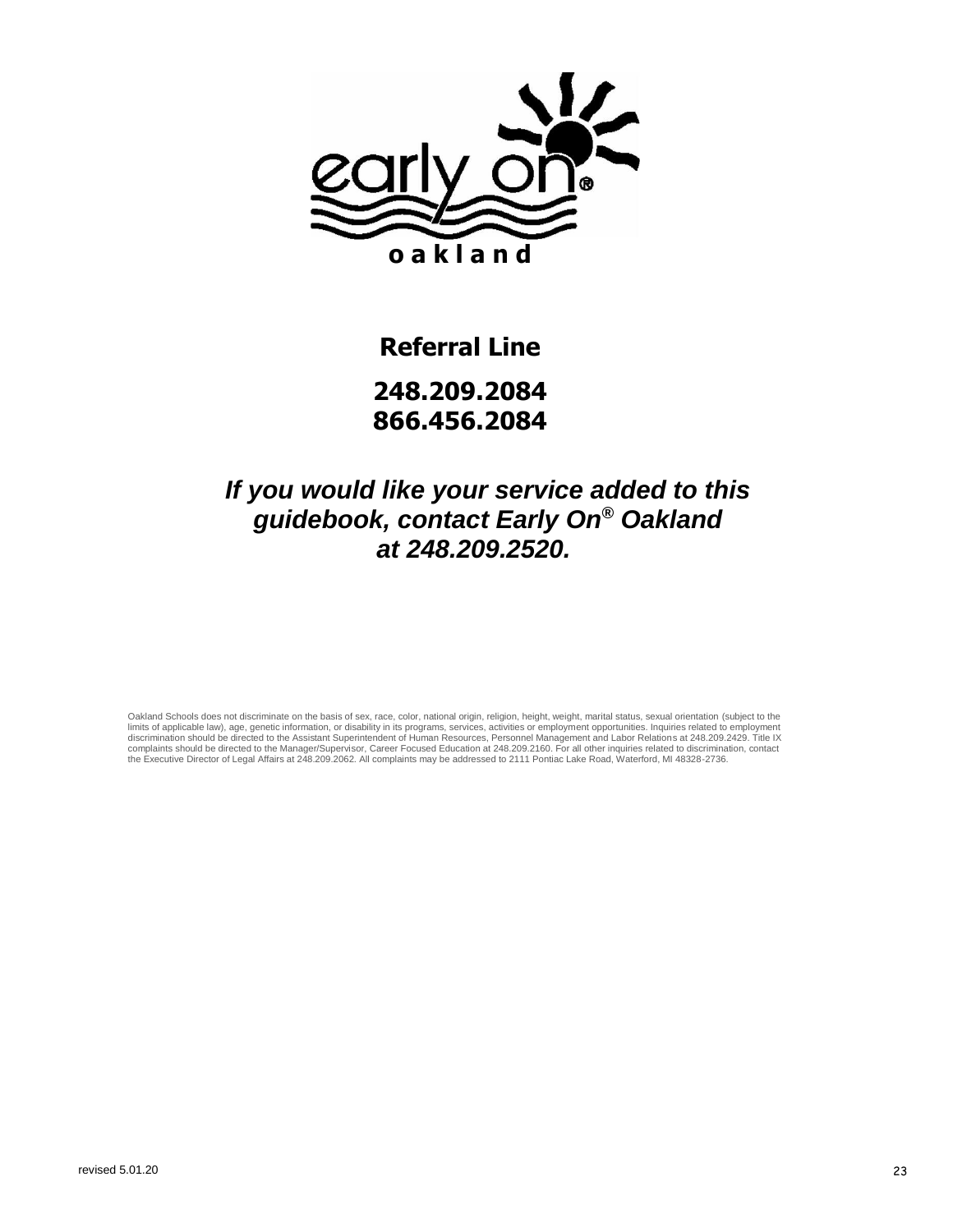early on®
oakland

## Referral Line

**248.209.2084**
**866.456.2084**

***If you would like your service added to this guidebook, contact Early On® Oakland at 248.209.2520.***

Oakland Schools does not discriminate on the basis of sex, race, color, national origin, religion, height, weight, marital status, sexual orientation (subject to the limits of applicable law), age, genetic information, or disability in its programs, services, activities or employment opportunities. Inquiries related to employment discrimination should be directed to the Assistant Superintendent of Human Resources, Personnel Management and Labor Relations at 248.209.2429. Title IX complaints should be directed to the Manager/Supervisor, Career Focused Education at 248.209.2160. For all other inquiries related to discrimination, contact the Executive Director of Legal Affairs at 248.209.2062. All complaints may be addressed to 2111 Pontiac Lake Road, Waterford, MI 48328-2736.

revised 5.01.20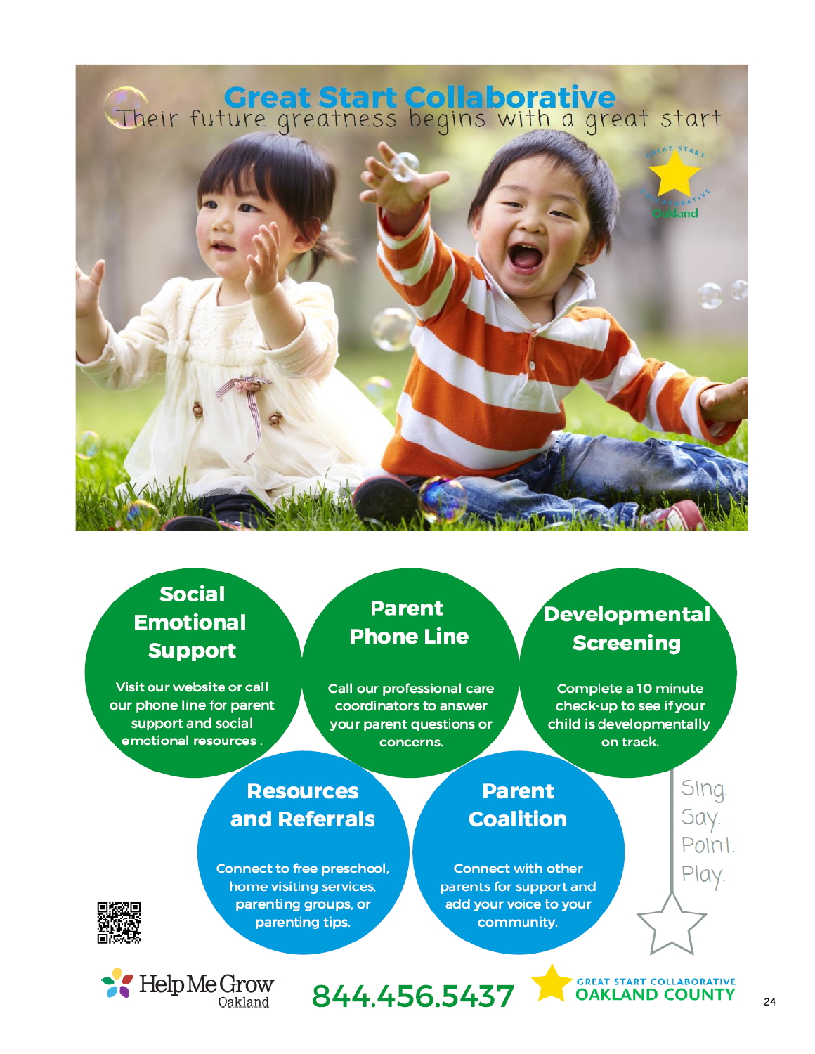# Great Start Collaborative

Their future greatness begins with a great start

## Social Emotional Support

Visit our website or call our phone line for parent support and social emotional resources .

## Parent Phone Line

Call our professional care coordinators to answer your parent questions or concerns.

## Developmental Screening

Complete a 10 minute check-up to see if your child is developmentally on track.

## Resources and Referrals

Connect to free preschool, home visiting services, parenting groups, or parenting tips.

## Parent Coalition

Connect with other parents for support and add your voice to your community.

Sing.
Say.
Point.
Play.

Help Me Grow Oakland

**844.456.5437**

GREAT START COLLABORATIVE OAKLAND COUNTY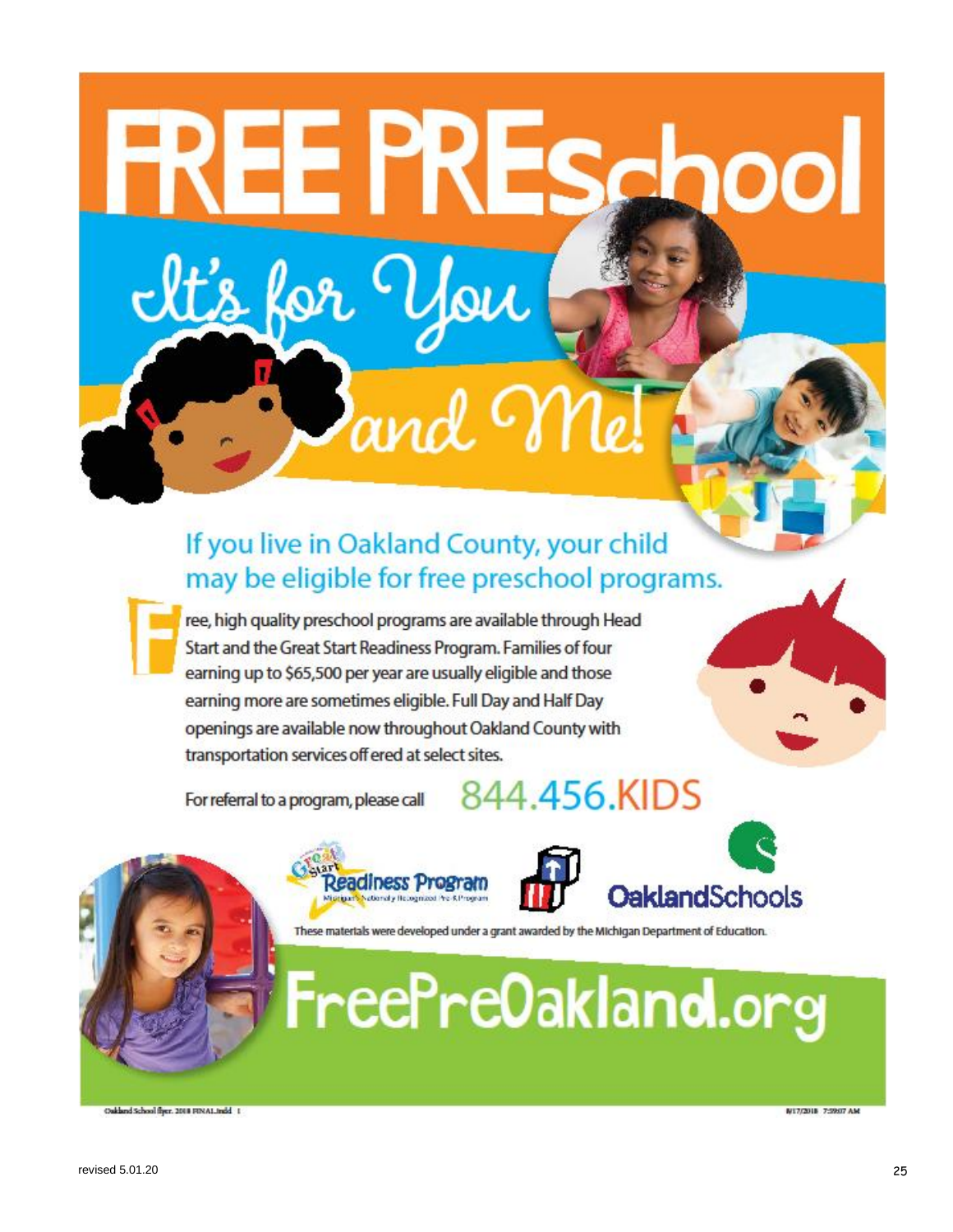# FREE PREschool

## It's for You and Me!

### If you live in Oakland County, your child may be eligible for free preschool programs.

Free, high quality preschool programs are available through Head Start and the Great Start Readiness Program. Families of four earning up to $65,500 per year are usually eligible and those earning more are sometimes eligible. Full Day and Half Day openings are available now throughout Oakland County with transportation services offered at select sites.

For referral to a program, please call **844.456.KIDS**

Great Start Readiness Program — Michigan's Nationally Recognized Pre-K Program

OaklandSchools

These materials were developed under a grant awarded by the Michigan Department of Education.

## FreePreOakland.org

Oakland School flyer. 2018 FINAL.indd 1 8/17/2018 7:59:07 AM

revised 5.01.20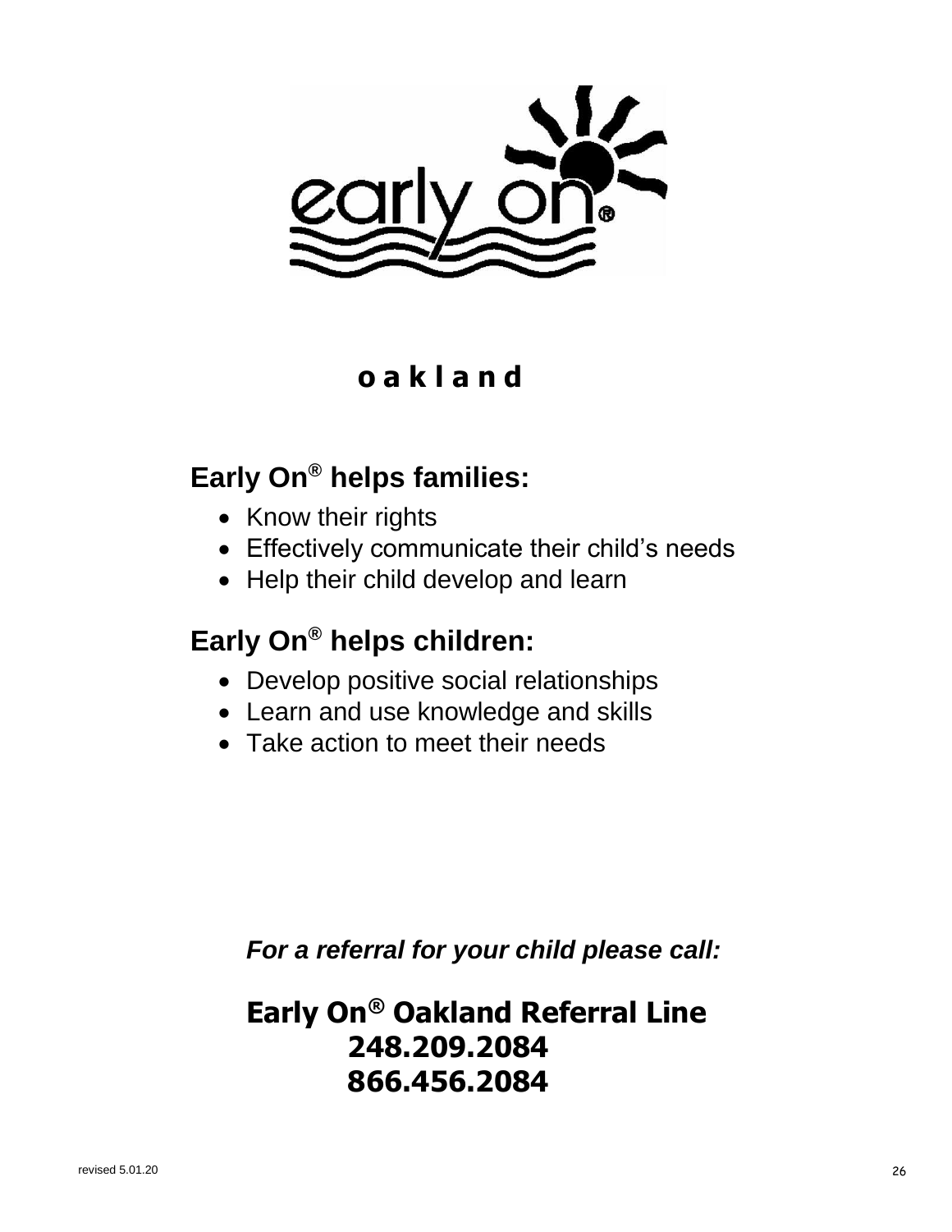early on®

**o a k l a n d**

## Early On® helps families:

- Know their rights
- Effectively communicate their child's needs
- Help their child develop and learn

## Early On® helps children:

- Develop positive social relationships
- Learn and use knowledge and skills
- Take action to meet their needs

***For a referral for your child please call:***

**Early On® Oakland Referral Line**
**248.209.2084**
**866.456.2084**

revised 5.01.20